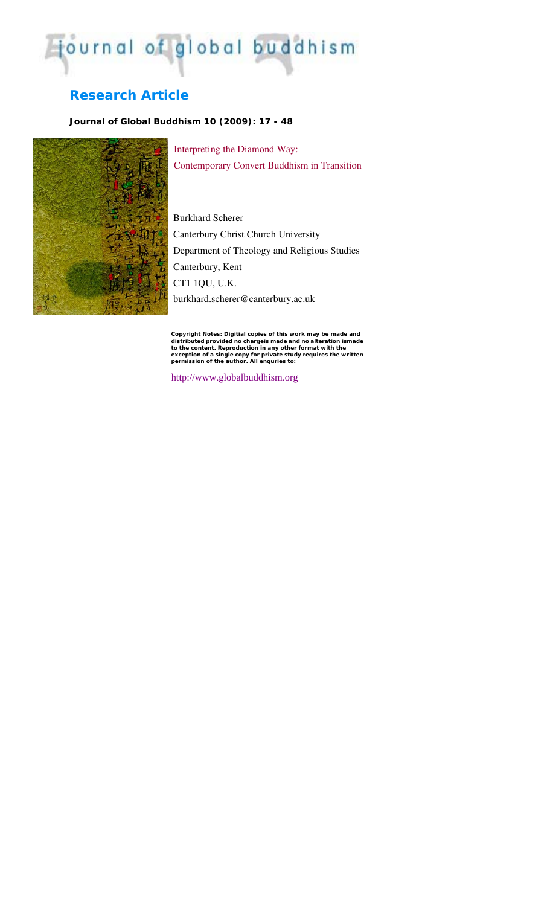# journal of global buddhism

## Research Article

**Journal of Global Buddhism 10 (2009): 17 - 48**

Interpreting the Diamond Way:
Contemporary Convert Buddhism in Transition

Burkhard Scherer
Canterbury Christ Church University
Department of Theology and Religious Studies
Canterbury, Kent
CT1 1QU, U.K.
burkhard.scherer@canterbury.ac.uk

**Copyright Notes: Digitial copies of this work may be made and distributed provided no chargeis made and no alteration ismade to the content. Reproduction in any other format with the exception of a single copy for private study requires the written permission of the author. All enquries to:**

http://www.globalbuddhism.org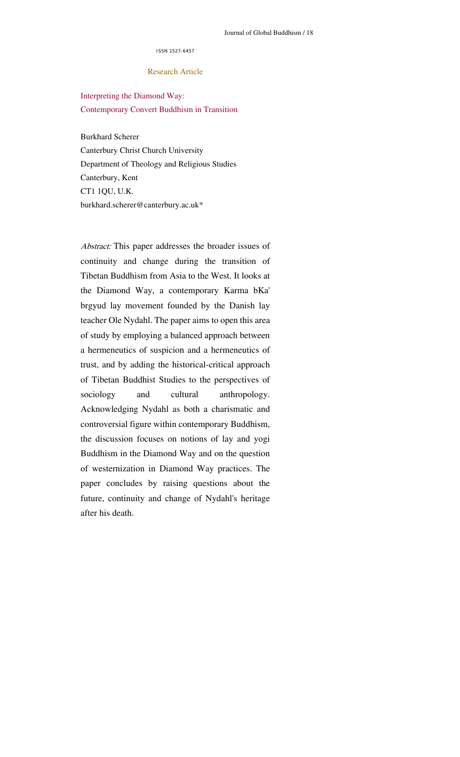ISSN 1527-6457

Research Article

# Interpreting the Diamond Way: Contemporary Convert Buddhism in Transition

Burkhard Scherer
Canterbury Christ Church University
Department of Theology and Religious Studies
Canterbury, Kent
CT1 1QU, U.K.
burkhard.scherer@canterbury.ac.uk*

*Abstract:* This paper addresses the broader issues of continuity and change during the transition of Tibetan Buddhism from Asia to the West. It looks at the Diamond Way, a contemporary Karma bKa' brgyud lay movement founded by the Danish lay teacher Ole Nydahl. The paper aims to open this area of study by employing a balanced approach between a hermeneutics of suspicion and a hermeneutics of trust, and by adding the historical-critical approach of Tibetan Buddhist Studies to the perspectives of sociology and cultural anthropology. Acknowledging Nydahl as both a charismatic and controversial figure within contemporary Buddhism, the discussion focuses on notions of lay and yogi Buddhism in the Diamond Way and on the question of westernization in Diamond Way practices. The paper concludes by raising questions about the future, continuity and change of Nydahl's heritage after his death.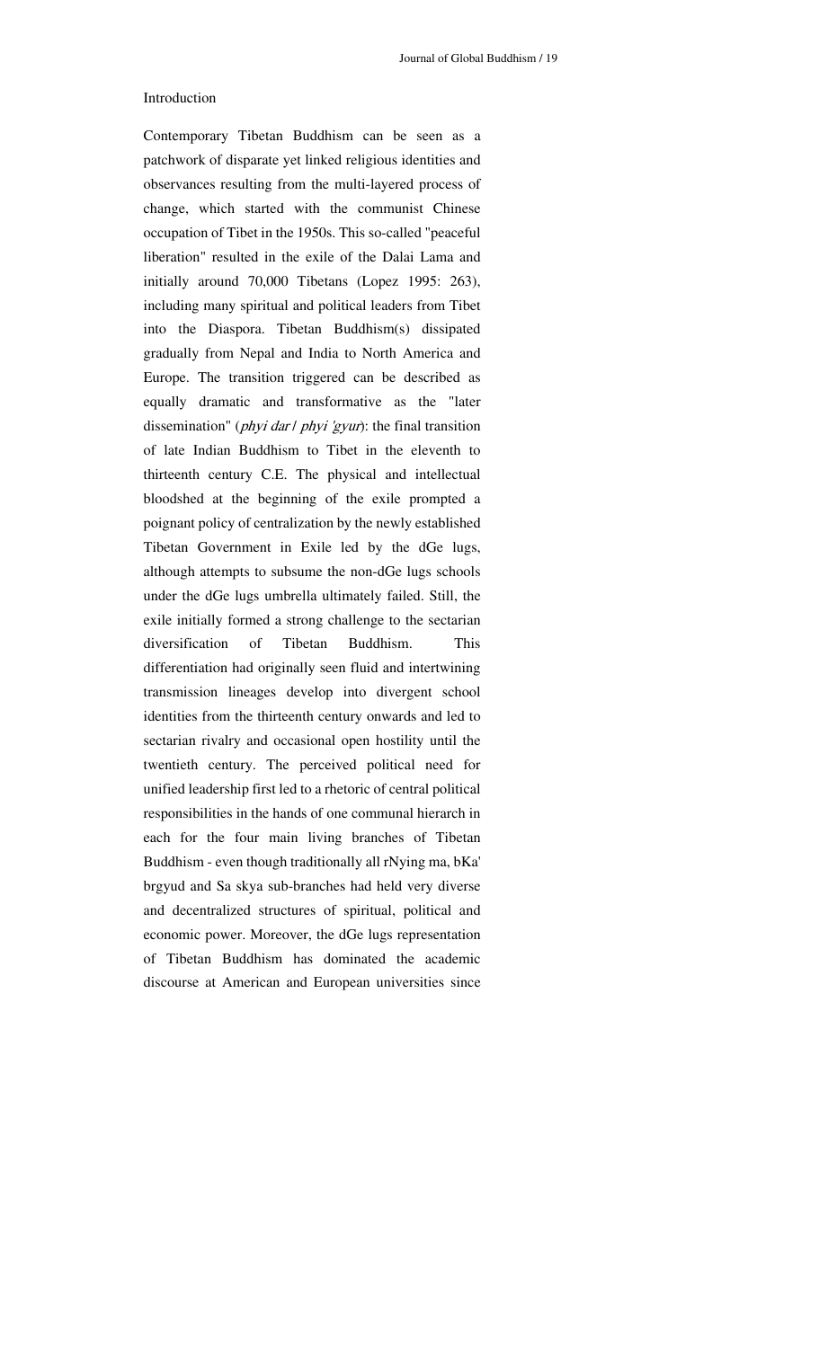## Introduction

Contemporary Tibetan Buddhism can be seen as a patchwork of disparate yet linked religious identities and observances resulting from the multi-layered process of change, which started with the communist Chinese occupation of Tibet in the 1950s. This so-called "peaceful liberation" resulted in the exile of the Dalai Lama and initially around 70,000 Tibetans (Lopez 1995: 263), including many spiritual and political leaders from Tibet into the Diaspora. Tibetan Buddhism(s) dissipated gradually from Nepal and India to North America and Europe. The transition triggered can be described as equally dramatic and transformative as the "later dissemination" (*phyi dar* / *phyi 'gyur*): the final transition of late Indian Buddhism to Tibet in the eleventh to thirteenth century C.E. The physical and intellectual bloodshed at the beginning of the exile prompted a poignant policy of centralization by the newly established Tibetan Government in Exile led by the dGe lugs, although attempts to subsume the non-dGe lugs schools under the dGe lugs umbrella ultimately failed. Still, the exile initially formed a strong challenge to the sectarian diversification of Tibetan Buddhism. This differentiation had originally seen fluid and intertwining transmission lineages develop into divergent school identities from the thirteenth century onwards and led to sectarian rivalry and occasional open hostility until the twentieth century. The perceived political need for unified leadership first led to a rhetoric of central political responsibilities in the hands of one communal hierarch in each for the four main living branches of Tibetan Buddhism - even though traditionally all rNying ma, bKa' brgyud and Sa skya sub-branches had held very diverse and decentralized structures of spiritual, political and economic power. Moreover, the dGe lugs representation of Tibetan Buddhism has dominated the academic discourse at American and European universities since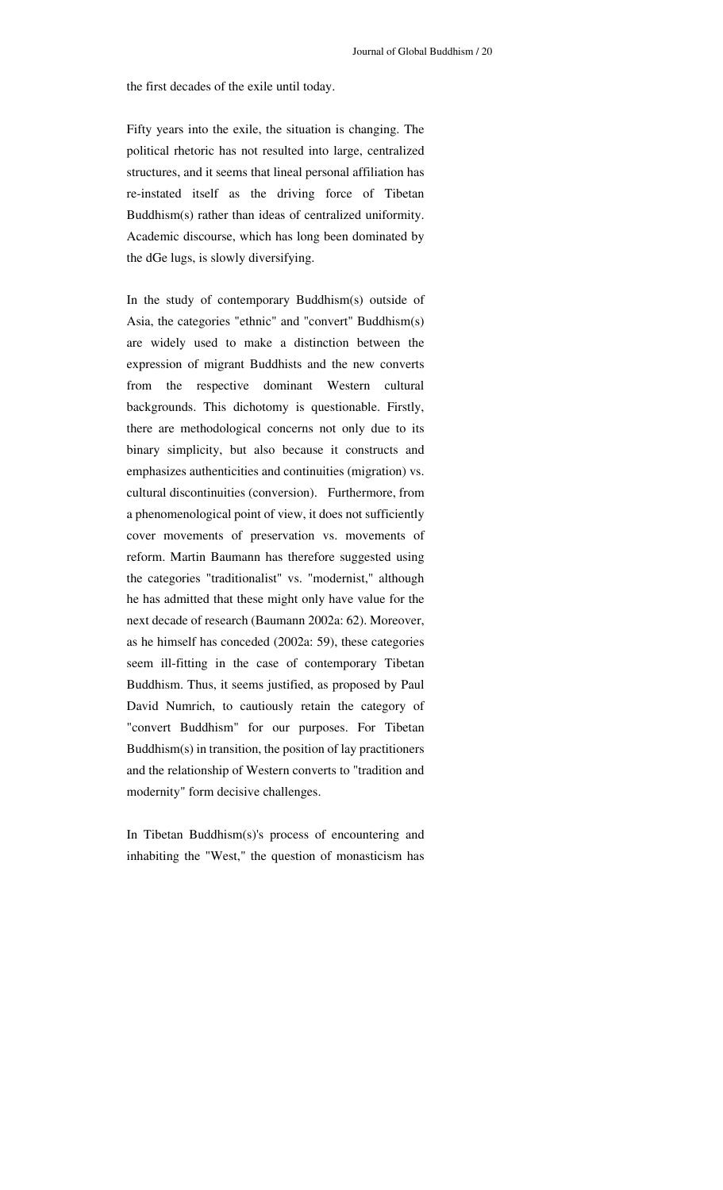the first decades of the exile until today.

Fifty years into the exile, the situation is changing. The political rhetoric has not resulted into large, centralized structures, and it seems that lineal personal affiliation has re-instated itself as the driving force of Tibetan Buddhism(s) rather than ideas of centralized uniformity. Academic discourse, which has long been dominated by the dGe lugs, is slowly diversifying.

In the study of contemporary Buddhism(s) outside of Asia, the categories "ethnic" and "convert" Buddhism(s) are widely used to make a distinction between the expression of migrant Buddhists and the new converts from the respective dominant Western cultural backgrounds. This dichotomy is questionable. Firstly, there are methodological concerns not only due to its binary simplicity, but also because it constructs and emphasizes authenticities and continuities (migration) vs. cultural discontinuities (conversion). Furthermore, from a phenomenological point of view, it does not sufficiently cover movements of preservation vs. movements of reform. Martin Baumann has therefore suggested using the categories "traditionalist" vs. "modernist," although he has admitted that these might only have value for the next decade of research (Baumann 2002a: 62). Moreover, as he himself has conceded (2002a: 59), these categories seem ill-fitting in the case of contemporary Tibetan Buddhism. Thus, it seems justified, as proposed by Paul David Numrich, to cautiously retain the category of "convert Buddhism" for our purposes. For Tibetan Buddhism(s) in transition, the position of lay practitioners and the relationship of Western converts to "tradition and modernity" form decisive challenges.

In Tibetan Buddhism(s)'s process of encountering and inhabiting the "West," the question of monasticism has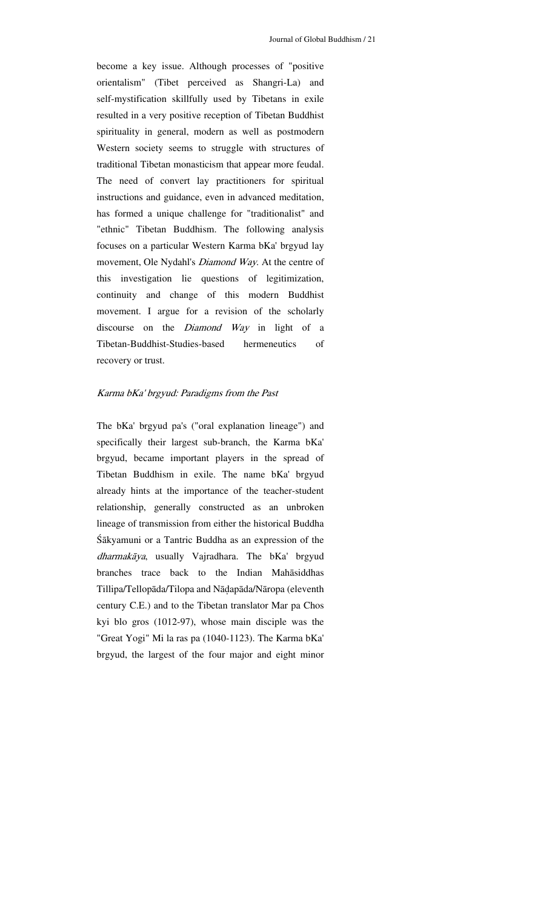become a key issue. Although processes of "positive orientalism" (Tibet perceived as Shangri-La) and self-mystification skillfully used by Tibetans in exile resulted in a very positive reception of Tibetan Buddhist spirituality in general, modern as well as postmodern Western society seems to struggle with structures of traditional Tibetan monasticism that appear more feudal. The need of convert lay practitioners for spiritual instructions and guidance, even in advanced meditation, has formed a unique challenge for "traditionalist" and "ethnic" Tibetan Buddhism. The following analysis focuses on a particular Western Karma bKa' brgyud lay movement, Ole Nydahl's *Diamond Way*. At the centre of this investigation lie questions of legitimization, continuity and change of this modern Buddhist movement. I argue for a revision of the scholarly discourse on the *Diamond Way* in light of a Tibetan-Buddhist-Studies-based hermeneutics of recovery or trust.

## *Karma bKa' brgyud: Paradigms from the Past*

The bKa' brgyud pa's ("oral explanation lineage") and specifically their largest sub-branch, the Karma bKa' brgyud, became important players in the spread of Tibetan Buddhism in exile. The name bKa' brgyud already hints at the importance of the teacher-student relationship, generally constructed as an unbroken lineage of transmission from either the historical Buddha Śākyamuni or a Tantric Buddha as an expression of the *dharmakāya*, usually Vajradhara. The bKa' brgyud branches trace back to the Indian Mahāsiddhas Tillipa/Tellopāda/Tilopa and Nāḍapāda/Nāropa (eleventh century C.E.) and to the Tibetan translator Mar pa Chos kyi blo gros (1012-97), whose main disciple was the "Great Yogi" Mi la ras pa (1040-1123). The Karma bKa' brgyud, the largest of the four major and eight minor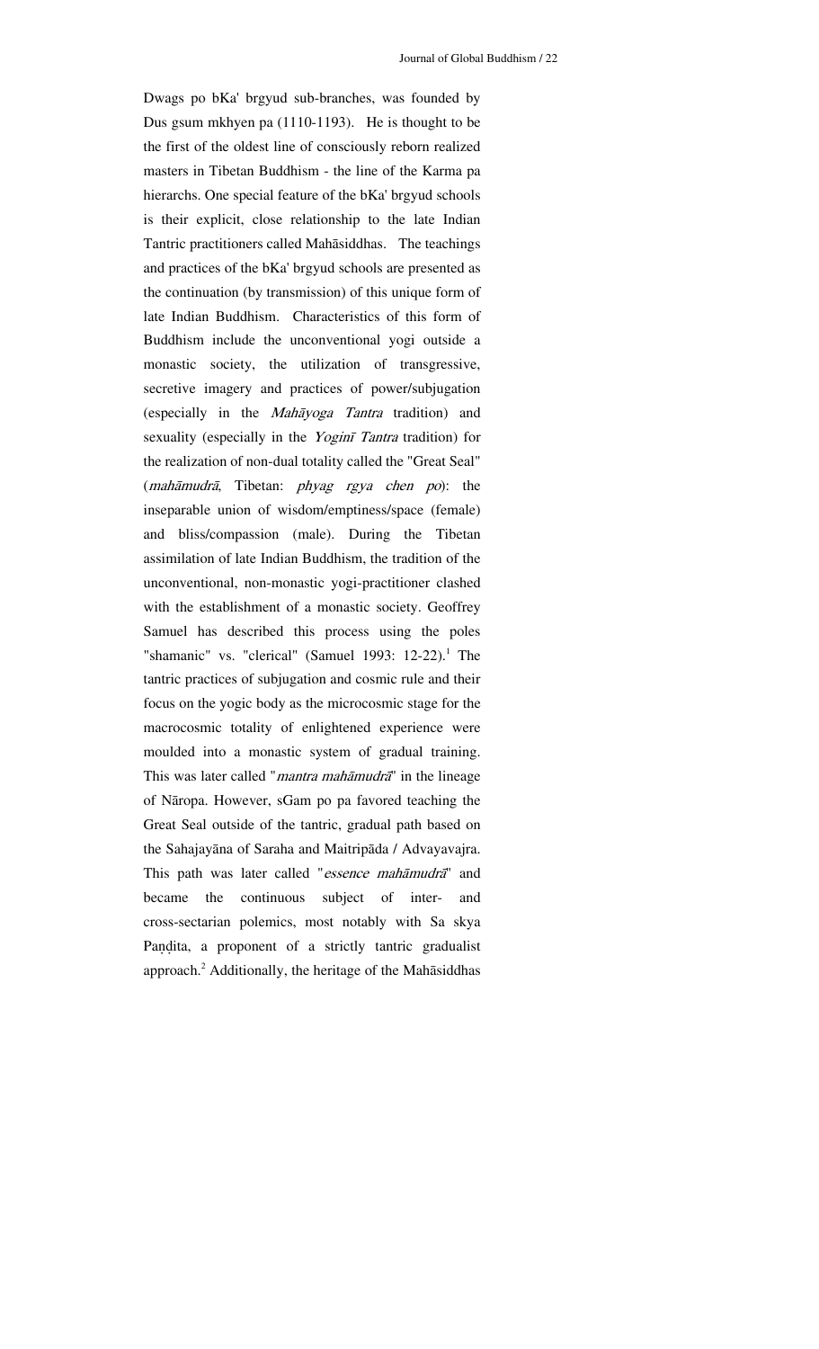Dwags po bKa' brgyud sub-branches, was founded by Dus gsum mkhyen pa (1110-1193). He is thought to be the first of the oldest line of consciously reborn realized masters in Tibetan Buddhism - the line of the Karma pa hierarchs. One special feature of the bKa' brgyud schools is their explicit, close relationship to the late Indian Tantric practitioners called Mahāsiddhas. The teachings and practices of the bKa' brgyud schools are presented as the continuation (by transmission) of this unique form of late Indian Buddhism. Characteristics of this form of Buddhism include the unconventional yogi outside a monastic society, the utilization of transgressive, secretive imagery and practices of power/subjugation (especially in the *Mahāyoga Tantra* tradition) and sexuality (especially in the *Yoginī Tantra* tradition) for the realization of non-dual totality called the "Great Seal" (*mahāmudrā*, Tibetan: *phyag rgya chen po*): the inseparable union of wisdom/emptiness/space (female) and bliss/compassion (male). During the Tibetan assimilation of late Indian Buddhism, the tradition of the unconventional, non-monastic yogi-practitioner clashed with the establishment of a monastic society. Geoffrey Samuel has described this process using the poles "shamanic" vs. "clerical" (Samuel 1993: 12-22).[1] The tantric practices of subjugation and cosmic rule and their focus on the yogic body as the microcosmic stage for the macrocosmic totality of enlightened experience were moulded into a monastic system of gradual training. This was later called "*mantra mahāmudrā*" in the lineage of Nāropa. However, sGam po pa favored teaching the Great Seal outside of the tantric, gradual path based on the Sahajayāna of Saraha and Maitripāda / Advayavajra. This path was later called "*essence mahāmudrā*" and became the continuous subject of inter- and cross-sectarian polemics, most notably with Sa skya Paṇḍita, a proponent of a strictly tantric gradualist approach.[2] Additionally, the heritage of the Mahāsiddhas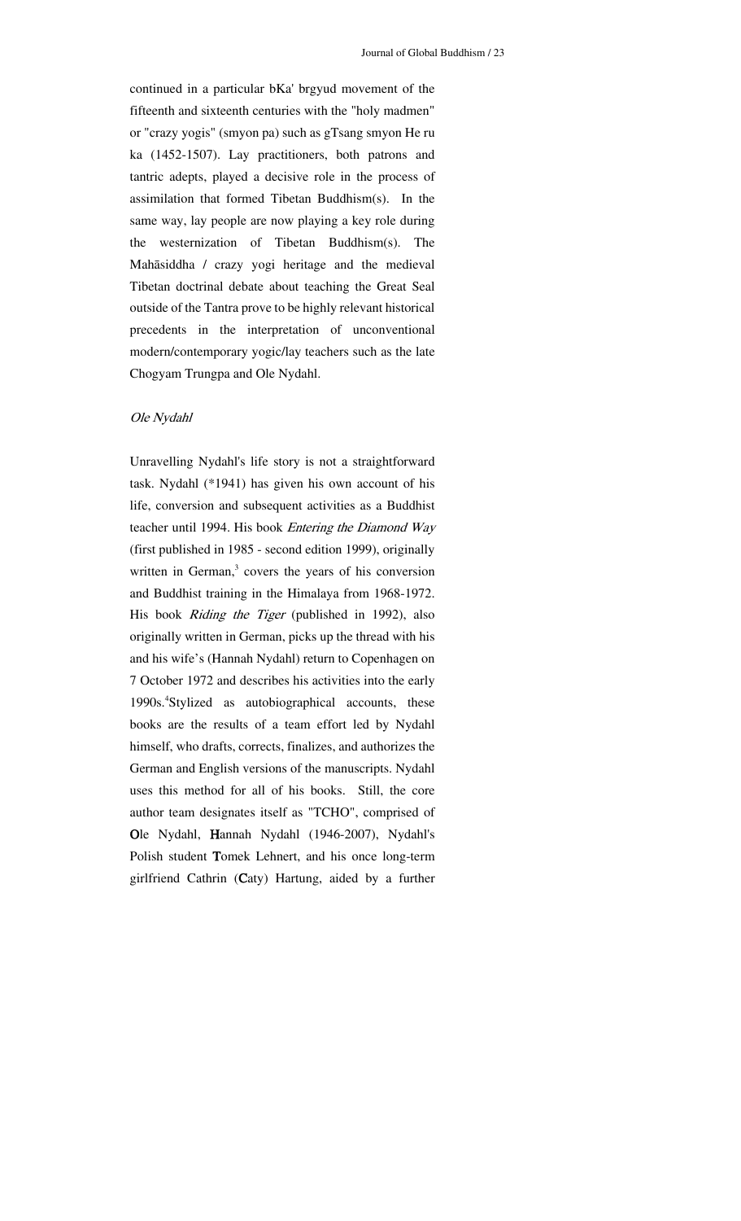continued in a particular bKa' brgyud movement of the fifteenth and sixteenth centuries with the "holy madmen" or "crazy yogis" (smyon pa) such as gTsang smyon He ru ka (1452-1507). Lay practitioners, both patrons and tantric adepts, played a decisive role in the process of assimilation that formed Tibetan Buddhism(s). In the same way, lay people are now playing a key role during the westernization of Tibetan Buddhism(s). The Mahāsiddha / crazy yogi heritage and the medieval Tibetan doctrinal debate about teaching the Great Seal outside of the Tantra prove to be highly relevant historical precedents in the interpretation of unconventional modern/contemporary yogic/lay teachers such as the late Chogyam Trungpa and Ole Nydahl.

### *Ole Nydahl*

Unravelling Nydahl's life story is not a straightforward task. Nydahl (*1941) has given his own account of his life, conversion and subsequent activities as a Buddhist teacher until 1994. His book *Entering the Diamond Way* (first published in 1985 - second edition 1999), originally written in German,[3] covers the years of his conversion and Buddhist training in the Himalaya from 1968-1972. His book *Riding the Tiger* (published in 1992), also originally written in German, picks up the thread with his and his wife's (Hannah Nydahl) return to Copenhagen on 7 October 1972 and describes his activities into the early 1990s.[4]Stylized as autobiographical accounts, these books are the results of a team effort led by Nydahl himself, who drafts, corrects, finalizes, and authorizes the German and English versions of the manuscripts. Nydahl uses this method for all of his books. Still, the core author team designates itself as "TCHO", comprised of **O**le Nydahl, **H**annah Nydahl (1946-2007), Nydahl's Polish student **T**omek Lehnert, and his once long-term girlfriend Cathrin (**C**aty) Hartung, aided by a further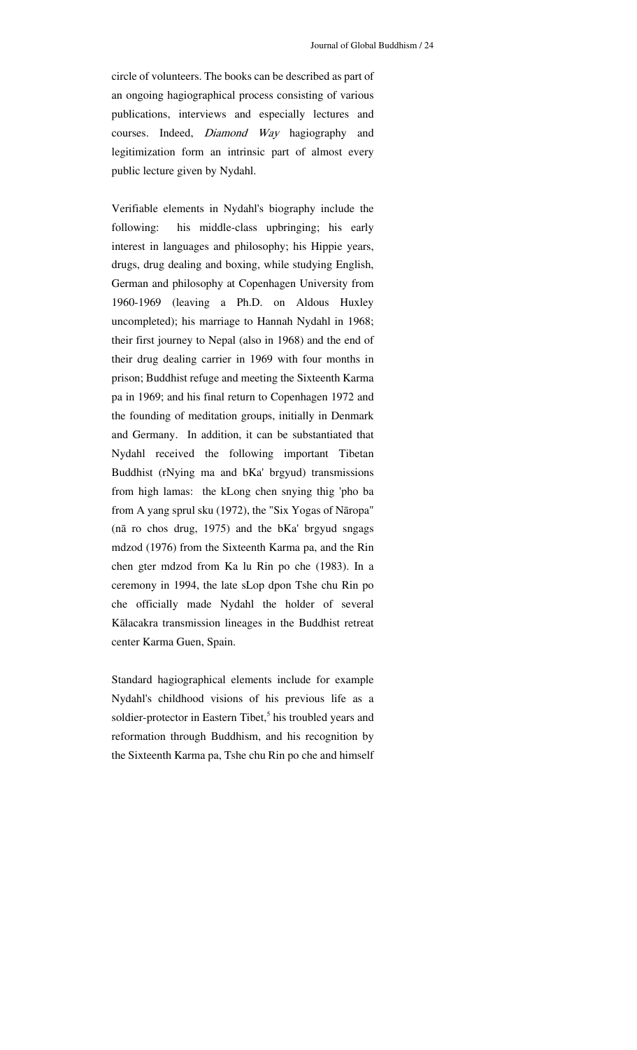circle of volunteers. The books can be described as part of an ongoing hagiographical process consisting of various publications, interviews and especially lectures and courses. Indeed, *Diamond Way* hagiography and legitimization form an intrinsic part of almost every public lecture given by Nydahl.

Verifiable elements in Nydahl's biography include the following: his middle-class upbringing; his early interest in languages and philosophy; his Hippie years, drugs, drug dealing and boxing, while studying English, German and philosophy at Copenhagen University from 1960-1969 (leaving a Ph.D. on Aldous Huxley uncompleted); his marriage to Hannah Nydahl in 1968; their first journey to Nepal (also in 1968) and the end of their drug dealing carrier in 1969 with four months in prison; Buddhist refuge and meeting the Sixteenth Karma pa in 1969; and his final return to Copenhagen 1972 and the founding of meditation groups, initially in Denmark and Germany. In addition, it can be substantiated that Nydahl received the following important Tibetan Buddhist (rNying ma and bKa' brgyud) transmissions from high lamas: the kLong chen snying thig 'pho ba from A yang sprul sku (1972), the "Six Yogas of Nāropa" (nā ro chos drug, 1975) and the bKa' brgyud sngags mdzod (1976) from the Sixteenth Karma pa, and the Rin chen gter mdzod from Ka lu Rin po che (1983). In a ceremony in 1994, the late sLop dpon Tshe chu Rin po che officially made Nydahl the holder of several Kālacakra transmission lineages in the Buddhist retreat center Karma Guen, Spain.

Standard hagiographical elements include for example Nydahl's childhood visions of his previous life as a soldier-protector in Eastern Tibet,[5] his troubled years and reformation through Buddhism, and his recognition by the Sixteenth Karma pa, Tshe chu Rin po che and himself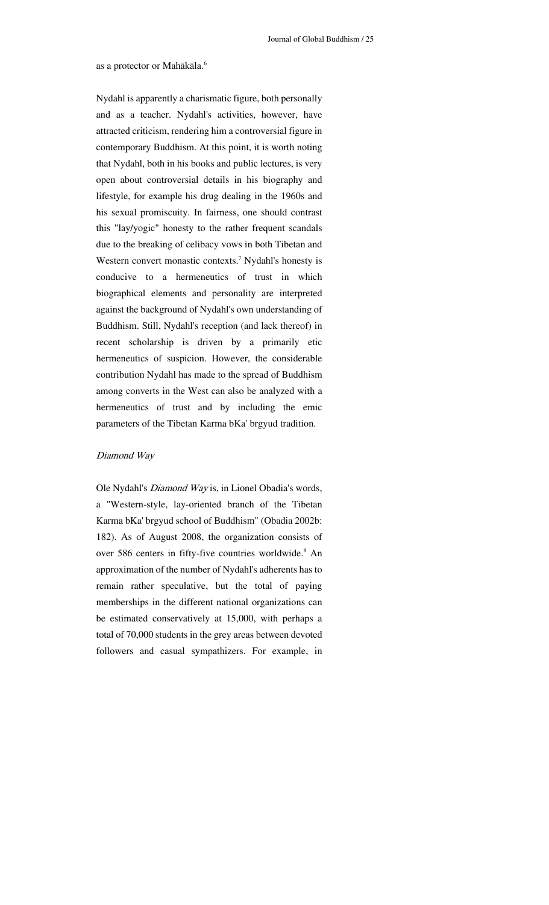as a protector or Mahākāla.[6]

Nydahl is apparently a charismatic figure, both personally and as a teacher. Nydahl's activities, however, have attracted criticism, rendering him a controversial figure in contemporary Buddhism. At this point, it is worth noting that Nydahl, both in his books and public lectures, is very open about controversial details in his biography and lifestyle, for example his drug dealing in the 1960s and his sexual promiscuity. In fairness, one should contrast this "lay/yogic" honesty to the rather frequent scandals due to the breaking of celibacy vows in both Tibetan and Western convert monastic contexts.[7] Nydahl's honesty is conducive to a hermeneutics of trust in which biographical elements and personality are interpreted against the background of Nydahl's own understanding of Buddhism. Still, Nydahl's reception (and lack thereof) in recent scholarship is driven by a primarily etic hermeneutics of suspicion. However, the considerable contribution Nydahl has made to the spread of Buddhism among converts in the West can also be analyzed with a hermeneutics of trust and by including the emic parameters of the Tibetan Karma bKa' brgyud tradition.

## *Diamond Way*

Ole Nydahl's *Diamond Way* is, in Lionel Obadia's words, a "Western-style, lay-oriented branch of the Tibetan Karma bKa' brgyud school of Buddhism" (Obadia 2002b: 182). As of August 2008, the organization consists of over 586 centers in fifty-five countries worldwide.[8] An approximation of the number of Nydahl's adherents has to remain rather speculative, but the total of paying memberships in the different national organizations can be estimated conservatively at 15,000, with perhaps a total of 70,000 students in the grey areas between devoted followers and casual sympathizers. For example, in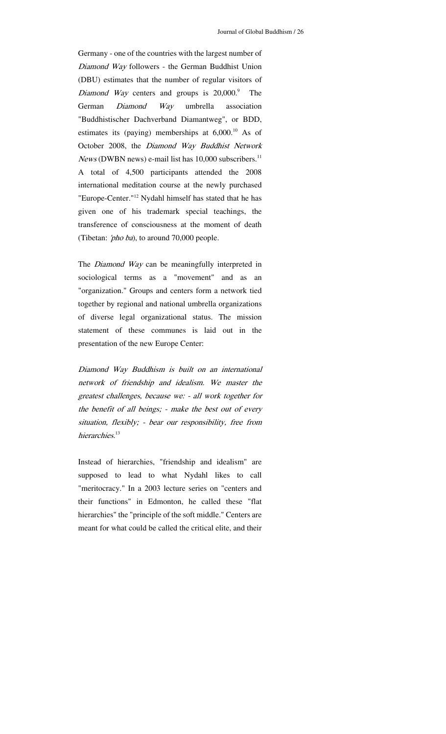Germany - one of the countries with the largest number of *Diamond Way* followers - the German Buddhist Union (DBU) estimates that the number of regular visitors of *Diamond Way* centers and groups is 20,000.[9] The German *Diamond Way* umbrella association "Buddhistischer Dachverband Diamantweg", or BDD, estimates its (paying) memberships at 6,000.[10] As of October 2008, the *Diamond Way Buddhist Network News* (DWBN news) e-mail list has 10,000 subscribers.[11] A total of 4,500 participants attended the 2008 international meditation course at the newly purchased "Europe-Center."[12] Nydahl himself has stated that he has given one of his trademark special teachings, the transference of consciousness at the moment of death (Tibetan: *'pho ba*), to around 70,000 people.

The *Diamond Way* can be meaningfully interpreted in sociological terms as a "movement" and as an "organization." Groups and centers form a network tied together by regional and national umbrella organizations of diverse legal organizational status. The mission statement of these communes is laid out in the presentation of the new Europe Center:

*Diamond Way Buddhism is built on an international network of friendship and idealism. We master the greatest challenges, because we: - all work together for the benefit of all beings; - make the best out of every situation, flexibly; - bear our responsibility, free from hierarchies.*[13]

Instead of hierarchies, "friendship and idealism" are supposed to lead to what Nydahl likes to call "meritocracy." In a 2003 lecture series on "centers and their functions" in Edmonton, he called these "flat hierarchies" the "principle of the soft middle." Centers are meant for what could be called the critical elite, and their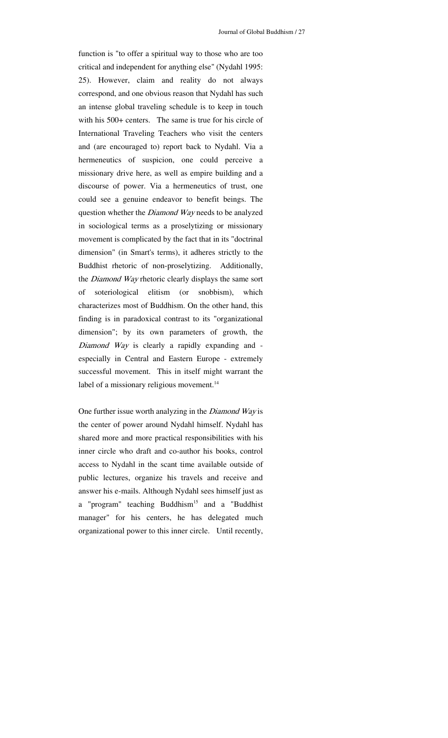function is "to offer a spiritual way to those who are too critical and independent for anything else" (Nydahl 1995: 25). However, claim and reality do not always correspond, and one obvious reason that Nydahl has such an intense global traveling schedule is to keep in touch with his 500+ centers. The same is true for his circle of International Traveling Teachers who visit the centers and (are encouraged to) report back to Nydahl. Via a hermeneutics of suspicion, one could perceive a missionary drive here, as well as empire building and a discourse of power. Via a hermeneutics of trust, one could see a genuine endeavor to benefit beings. The question whether the *Diamond Way* needs to be analyzed in sociological terms as a proselytizing or missionary movement is complicated by the fact that in its "doctrinal dimension" (in Smart's terms), it adheres strictly to the Buddhist rhetoric of non-proselytizing. Additionally, the *Diamond Way* rhetoric clearly displays the same sort of soteriological elitism (or snobbism), which characterizes most of Buddhism. On the other hand, this finding is in paradoxical contrast to its "organizational dimension"; by its own parameters of growth, the *Diamond Way* is clearly a rapidly expanding and - especially in Central and Eastern Europe - extremely successful movement. This in itself might warrant the label of a missionary religious movement.[14]

One further issue worth analyzing in the *Diamond Way* is the center of power around Nydahl himself. Nydahl has shared more and more practical responsibilities with his inner circle who draft and co-author his books, control access to Nydahl in the scant time available outside of public lectures, organize his travels and receive and answer his e-mails. Although Nydahl sees himself just as a "program" teaching Buddhism[15] and a "Buddhist manager" for his centers, he has delegated much organizational power to this inner circle. Until recently,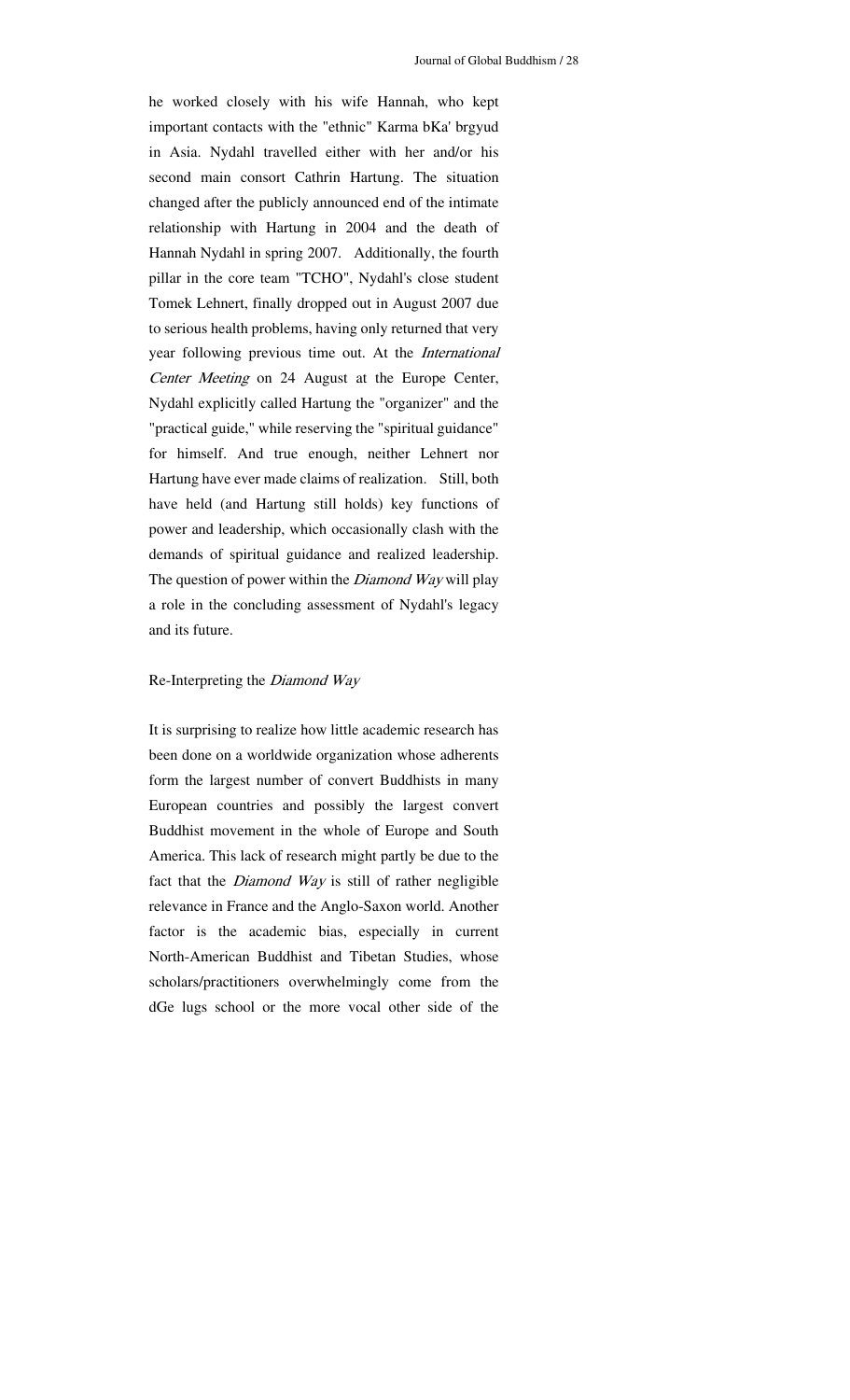he worked closely with his wife Hannah, who kept important contacts with the "ethnic" Karma bKa' brgyud in Asia. Nydahl travelled either with her and/or his second main consort Cathrin Hartung. The situation changed after the publicly announced end of the intimate relationship with Hartung in 2004 and the death of Hannah Nydahl in spring 2007. Additionally, the fourth pillar in the core team "TCHO", Nydahl's close student Tomek Lehnert, finally dropped out in August 2007 due to serious health problems, having only returned that very year following previous time out. At the *International Center Meeting* on 24 August at the Europe Center, Nydahl explicitly called Hartung the "organizer" and the "practical guide," while reserving the "spiritual guidance" for himself. And true enough, neither Lehnert nor Hartung have ever made claims of realization. Still, both have held (and Hartung still holds) key functions of power and leadership, which occasionally clash with the demands of spiritual guidance and realized leadership. The question of power within the *Diamond Way* will play a role in the concluding assessment of Nydahl's legacy and its future.

## Re-Interpreting the *Diamond Way*

It is surprising to realize how little academic research has been done on a worldwide organization whose adherents form the largest number of convert Buddhists in many European countries and possibly the largest convert Buddhist movement in the whole of Europe and South America. This lack of research might partly be due to the fact that the *Diamond Way* is still of rather negligible relevance in France and the Anglo-Saxon world. Another factor is the academic bias, especially in current North-American Buddhist and Tibetan Studies, whose scholars/practitioners overwhelmingly come from the dGe lugs school or the more vocal other side of the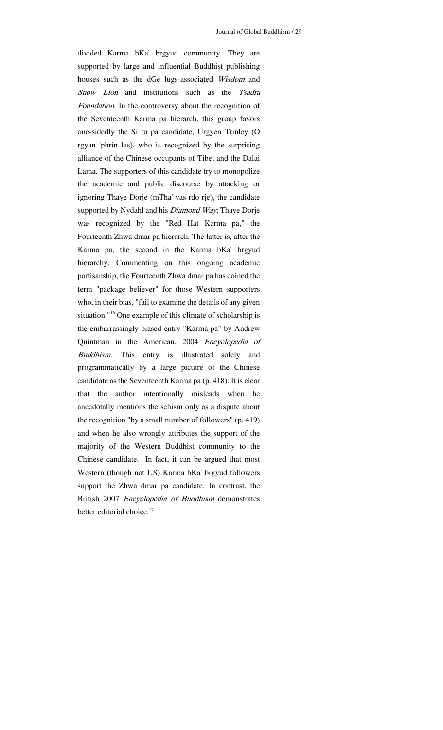divided Karma bKa' brgyud community. They are supported by large and influential Buddhist publishing houses such as the dGe lugs-associated *Wisdom* and *Snow Lion* and institutions such as the *Tsadra Foundation*. In the controversy about the recognition of the Seventeenth Karma pa hierarch, this group favors one-sidedly the Si tu pa candidate, Urgyen Trinley (O rgyan 'phrin las), who is recognized by the surprising alliance of the Chinese occupants of Tibet and the Dalai Lama. The supporters of this candidate try to monopolize the academic and public discourse by attacking or ignoring Thaye Dorje (mTha' yas rdo rje), the candidate supported by Nydahl and his *Diamond Way*; Thaye Dorje was recognized by the "Red Hat Karma pa," the Fourteenth Zhwa dmar pa hierarch. The latter is, after the Karma pa, the second in the Karma bKa' brgyud hierarchy. Commenting on this ongoing academic partisanship, the Fourteenth Zhwa dmar pa has coined the term "package believer" for those Western supporters who, in their bias, "fail to examine the details of any given situation."[16] One example of this climate of scholarship is the embarrassingly biased entry "Karma pa" by Andrew Quintman in the American, 2004 *Encyclopedia of Buddhism*. This entry is illustrated solely and programmatically by a large picture of the Chinese candidate as the Seventeenth Karma pa (p. 418). It is clear that the author intentionally misleads when he anecdotally mentions the schism only as a dispute about the recognition "by a small number of followers" (p. 419) and when he also wrongly attributes the support of the majority of the Western Buddhist community to the Chinese candidate. In fact, it can be argued that most Western (though not US) Karma bKa' brgyud followers support the Zhwa dmar pa candidate. In contrast, the British 2007 *Encyclopedia of Buddhism* demonstrates better editorial choice.[17]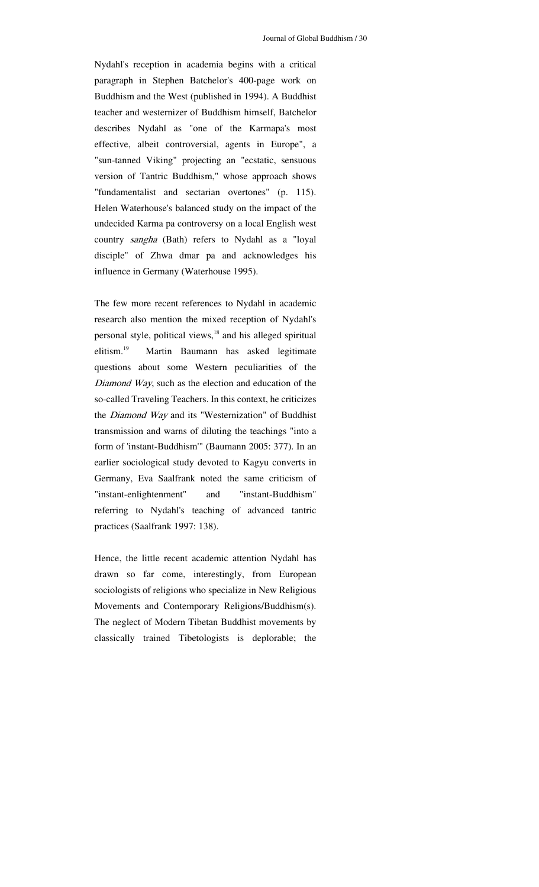Nydahl's reception in academia begins with a critical paragraph in Stephen Batchelor's 400-page work on Buddhism and the West (published in 1994). A Buddhist teacher and westernizer of Buddhism himself, Batchelor describes Nydahl as "one of the Karmapa's most effective, albeit controversial, agents in Europe", a "sun-tanned Viking" projecting an "ecstatic, sensuous version of Tantric Buddhism," whose approach shows "fundamentalist and sectarian overtones" (p. 115). Helen Waterhouse's balanced study on the impact of the undecided Karma pa controversy on a local English west country *sangha* (Bath) refers to Nydahl as a "loyal disciple" of Zhwa dmar pa and acknowledges his influence in Germany (Waterhouse 1995).

The few more recent references to Nydahl in academic research also mention the mixed reception of Nydahl's personal style, political views,[18] and his alleged spiritual elitism.[19] Martin Baumann has asked legitimate questions about some Western peculiarities of the *Diamond Way*, such as the election and education of the so-called Traveling Teachers. In this context, he criticizes the *Diamond Way* and its "Westernization" of Buddhist transmission and warns of diluting the teachings "into a form of 'instant-Buddhism'" (Baumann 2005: 377). In an earlier sociological study devoted to Kagyu converts in Germany, Eva Saalfrank noted the same criticism of "instant-enlightenment" and "instant-Buddhism" referring to Nydahl's teaching of advanced tantric practices (Saalfrank 1997: 138).

Hence, the little recent academic attention Nydahl has drawn so far come, interestingly, from European sociologists of religions who specialize in New Religious Movements and Contemporary Religions/Buddhism(s). The neglect of Modern Tibetan Buddhist movements by classically trained Tibetologists is deplorable; the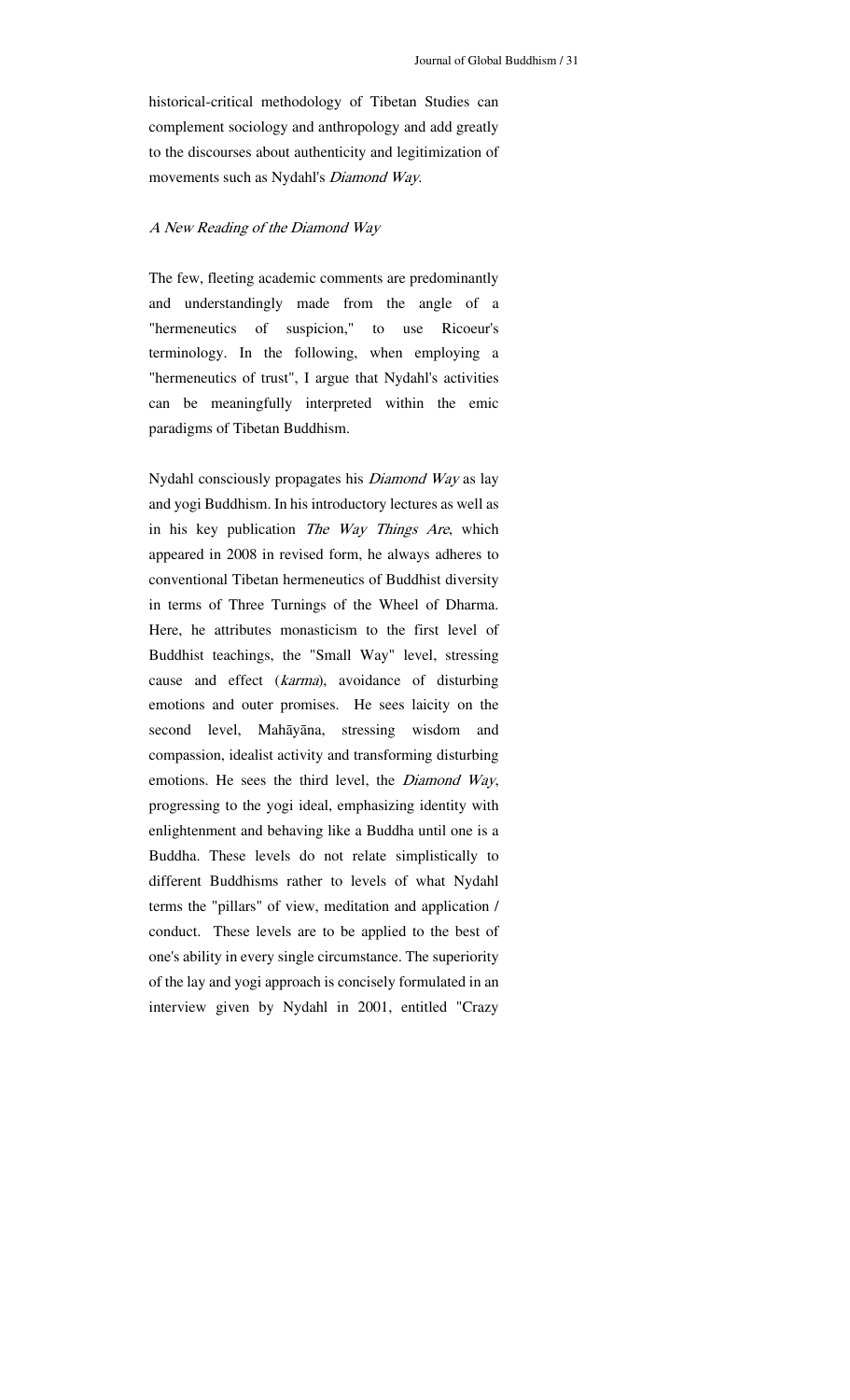historical-critical methodology of Tibetan Studies can complement sociology and anthropology and add greatly to the discourses about authenticity and legitimization of movements such as Nydahl's *Diamond Way*.

### *A New Reading of the Diamond Way*

The few, fleeting academic comments are predominantly and understandingly made from the angle of a "hermeneutics of suspicion," to use Ricoeur's terminology. In the following, when employing a "hermeneutics of trust", I argue that Nydahl's activities can be meaningfully interpreted within the emic paradigms of Tibetan Buddhism.

Nydahl consciously propagates his *Diamond Way* as lay and yogi Buddhism. In his introductory lectures as well as in his key publication *The Way Things Are*, which appeared in 2008 in revised form, he always adheres to conventional Tibetan hermeneutics of Buddhist diversity in terms of Three Turnings of the Wheel of Dharma. Here, he attributes monasticism to the first level of Buddhist teachings, the "Small Way" level, stressing cause and effect (*karma*), avoidance of disturbing emotions and outer promises. He sees laicity on the second level, Mahāyāna, stressing wisdom and compassion, idealist activity and transforming disturbing emotions. He sees the third level, the *Diamond Way*, progressing to the yogi ideal, emphasizing identity with enlightenment and behaving like a Buddha until one is a Buddha. These levels do not relate simplistically to different Buddhisms rather to levels of what Nydahl terms the "pillars" of view, meditation and application / conduct. These levels are to be applied to the best of one's ability in every single circumstance. The superiority of the lay and yogi approach is concisely formulated in an interview given by Nydahl in 2001, entitled "Crazy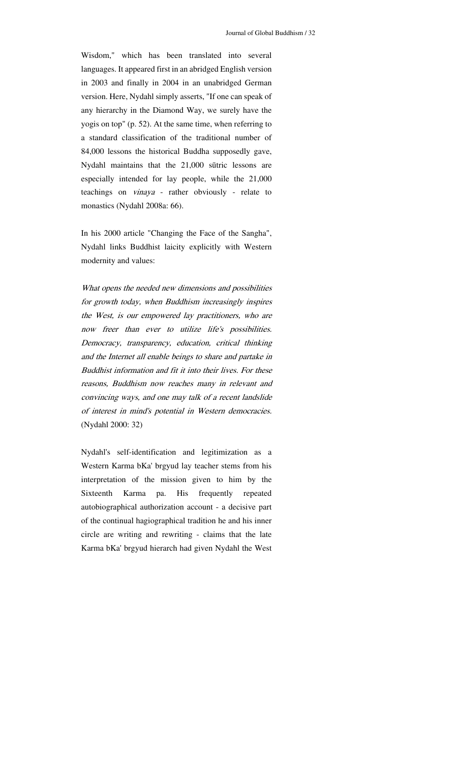Wisdom," which has been translated into several languages. It appeared first in an abridged English version in 2003 and finally in 2004 in an unabridged German version. Here, Nydahl simply asserts, "If one can speak of any hierarchy in the Diamond Way, we surely have the yogis on top" (p. 52). At the same time, when referring to a standard classification of the traditional number of 84,000 lessons the historical Buddha supposedly gave, Nydahl maintains that the 21,000 sūtric lessons are especially intended for lay people, while the 21,000 teachings on *vinaya* - rather obviously - relate to monastics (Nydahl 2008a: 66).

In his 2000 article "Changing the Face of the Sangha", Nydahl links Buddhist laicity explicitly with Western modernity and values:

> *What opens the needed new dimensions and possibilities for growth today, when Buddhism increasingly inspires the West, is our empowered lay practitioners, who are now freer than ever to utilize life's possibilities. Democracy, transparency, education, critical thinking and the Internet all enable beings to share and partake in Buddhist information and fit it into their lives. For these reasons, Buddhism now reaches many in relevant and convincing ways, and one may talk of a recent landslide of interest in mind's potential in Western democracies.* (Nydahl 2000: 32)

Nydahl's self-identification and legitimization as a Western Karma bKa' brgyud lay teacher stems from his interpretation of the mission given to him by the Sixteenth Karma pa. His frequently repeated autobiographical authorization account - a decisive part of the continual hagiographical tradition he and his inner circle are writing and rewriting - claims that the late Karma bKa' brgyud hierarch had given Nydahl the West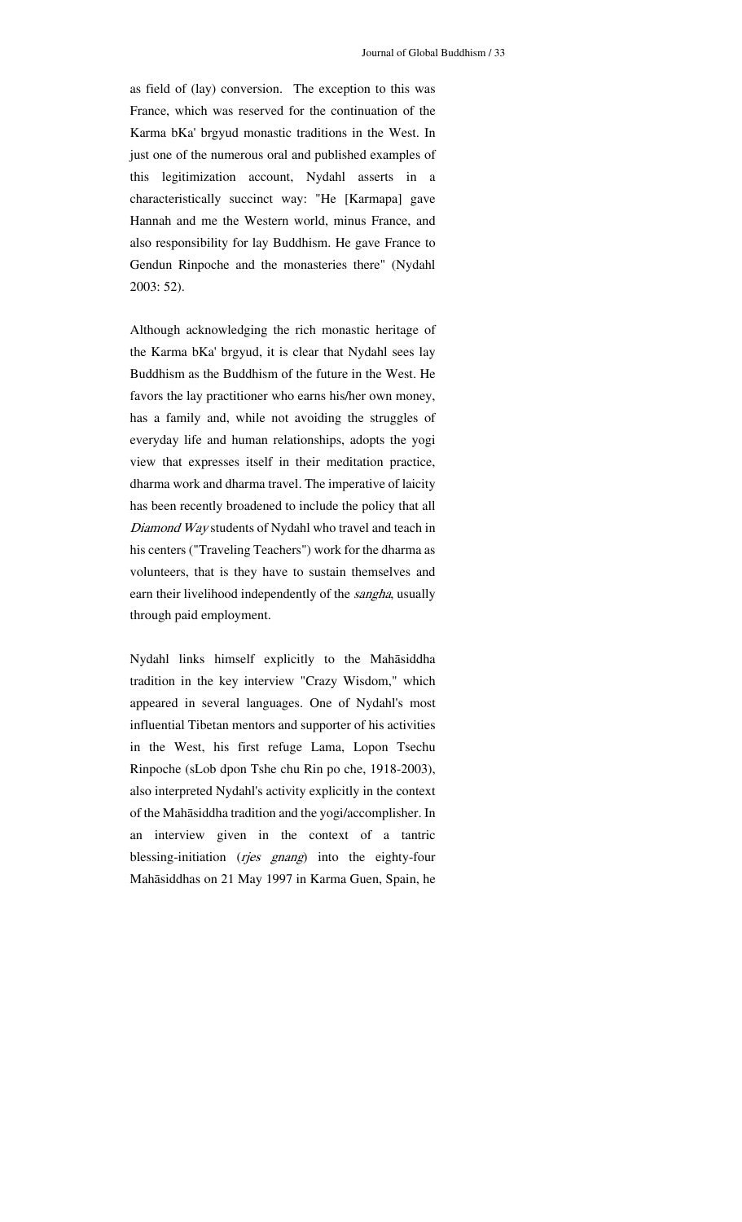as field of (lay) conversion. The exception to this was France, which was reserved for the continuation of the Karma bKa' brgyud monastic traditions in the West. In just one of the numerous oral and published examples of this legitimization account, Nydahl asserts in a characteristically succinct way: "He [Karmapa] gave Hannah and me the Western world, minus France, and also responsibility for lay Buddhism. He gave France to Gendun Rinpoche and the monasteries there" (Nydahl 2003: 52).

Although acknowledging the rich monastic heritage of the Karma bKa' brgyud, it is clear that Nydahl sees lay Buddhism as the Buddhism of the future in the West. He favors the lay practitioner who earns his/her own money, has a family and, while not avoiding the struggles of everyday life and human relationships, adopts the yogi view that expresses itself in their meditation practice, dharma work and dharma travel. The imperative of laicity has been recently broadened to include the policy that all *Diamond Way* students of Nydahl who travel and teach in his centers ("Traveling Teachers") work for the dharma as volunteers, that is they have to sustain themselves and earn their livelihood independently of the *sangha*, usually through paid employment.

Nydahl links himself explicitly to the Mahāsiddha tradition in the key interview "Crazy Wisdom," which appeared in several languages. One of Nydahl's most influential Tibetan mentors and supporter of his activities in the West, his first refuge Lama, Lopon Tsechu Rinpoche (sLob dpon Tshe chu Rin po che, 1918-2003), also interpreted Nydahl's activity explicitly in the context of the Mahāsiddha tradition and the yogi/accomplisher. In an interview given in the context of a tantric blessing-initiation (*rjes gnang*) into the eighty-four Mahāsiddhas on 21 May 1997 in Karma Guen, Spain, he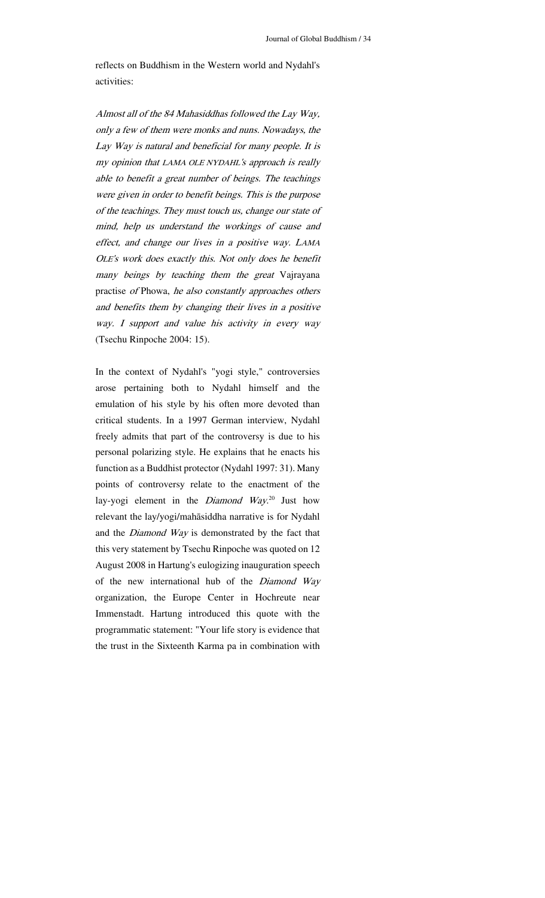reflects on Buddhism in the Western world and Nydahl's activities:

> *Almost all of the 84 Mahasiddhas followed the Lay Way, only a few of them were monks and nuns. Nowadays, the Lay Way is natural and beneficial for many people. It is my opinion that* LAMA OLE NYDAHL*'s approach is really able to benefit a great number of beings. The teachings were given in order to benefit beings. This is the purpose of the teachings. They must touch us, change our state of mind, help us understand the workings of cause and effect, and change our lives in a positive way.* LAMA OLE*'s work does exactly this. Not only does he benefit many beings by teaching them the great* Vajrayana practise *of* Phowa, *he also constantly approaches others and benefits them by changing their lives in a positive way. I support and value his activity in every way* (Tsechu Rinpoche 2004: 15).

In the context of Nydahl's "yogi style," controversies arose pertaining both to Nydahl himself and the emulation of his style by his often more devoted than critical students. In a 1997 German interview, Nydahl freely admits that part of the controversy is due to his personal polarizing style. He explains that he enacts his function as a Buddhist protector (Nydahl 1997: 31). Many points of controversy relate to the enactment of the lay-yogi element in the *Diamond Way*.[20] Just how relevant the lay/yogi/mahāsiddha narrative is for Nydahl and the *Diamond Way* is demonstrated by the fact that this very statement by Tsechu Rinpoche was quoted on 12 August 2008 in Hartung's eulogizing inauguration speech of the new international hub of the *Diamond Way* organization, the Europe Center in Hochreute near Immenstadt. Hartung introduced this quote with the programmatic statement: "Your life story is evidence that the trust in the Sixteenth Karma pa in combination with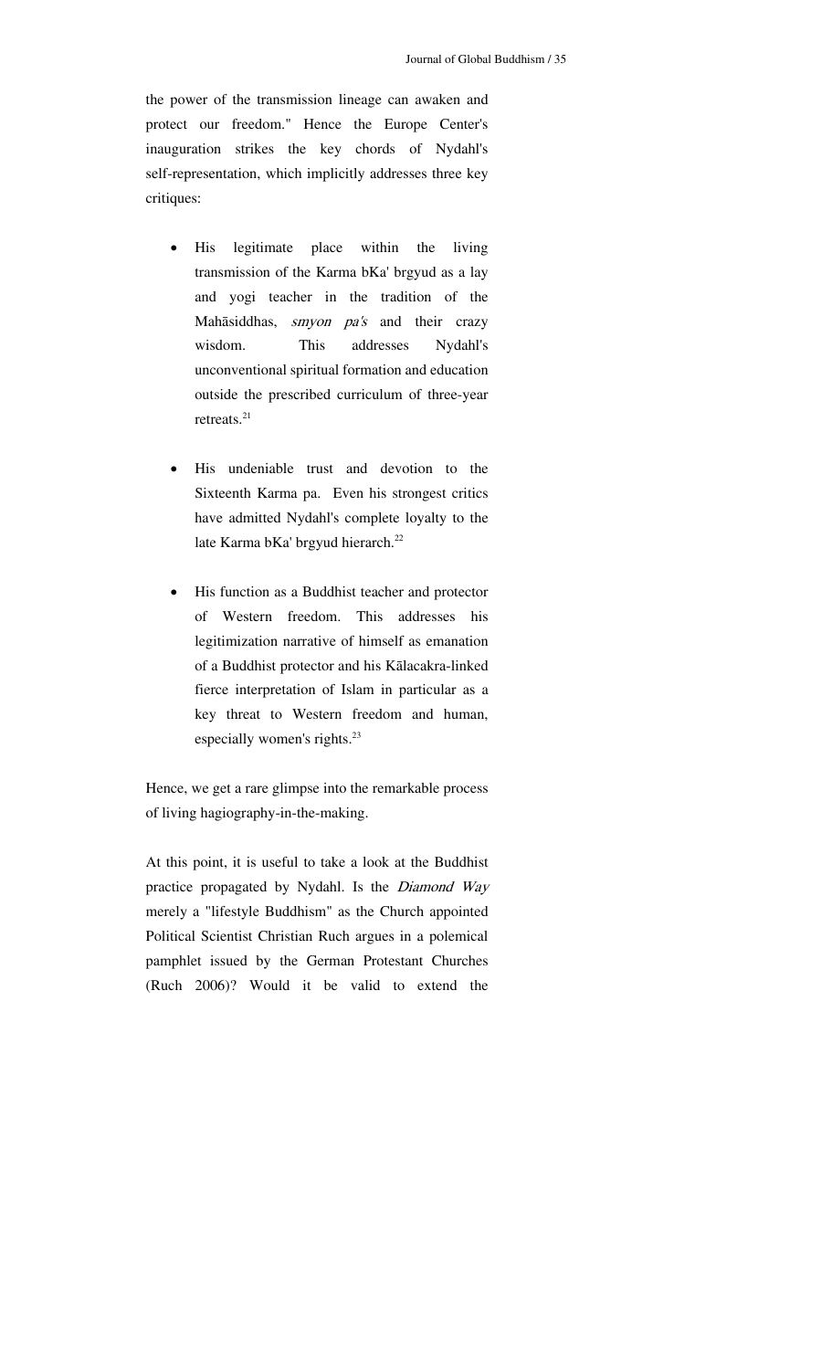the power of the transmission lineage can awaken and protect our freedom." Hence the Europe Center's inauguration strikes the key chords of Nydahl's self-representation, which implicitly addresses three key critiques:

- His legitimate place within the living transmission of the Karma bKa' brgyud as a lay and yogi teacher in the tradition of the Mahāsiddhas, *smyon pa's* and their crazy wisdom. This addresses Nydahl's unconventional spiritual formation and education outside the prescribed curriculum of three-year retreats.[21]

- His undeniable trust and devotion to the Sixteenth Karma pa. Even his strongest critics have admitted Nydahl's complete loyalty to the late Karma bKa' brgyud hierarch.[22]

- His function as a Buddhist teacher and protector of Western freedom. This addresses his legitimization narrative of himself as emanation of a Buddhist protector and his Kālacakra-linked fierce interpretation of Islam in particular as a key threat to Western freedom and human, especially women's rights.[23]

Hence, we get a rare glimpse into the remarkable process of living hagiography-in-the-making.

At this point, it is useful to take a look at the Buddhist practice propagated by Nydahl. Is the *Diamond Way* merely a "lifestyle Buddhism" as the Church appointed Political Scientist Christian Ruch argues in a polemical pamphlet issued by the German Protestant Churches (Ruch 2006)? Would it be valid to extend the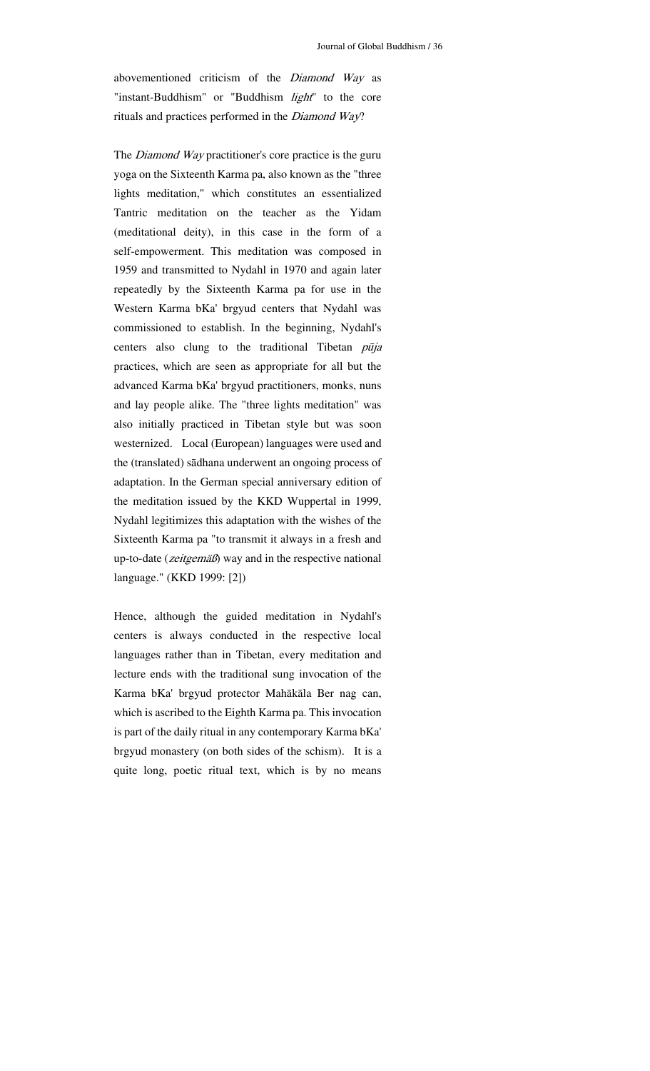abovementioned criticism of the *Diamond Way* as "instant-Buddhism" or "Buddhism *light*" to the core rituals and practices performed in the *Diamond Way*?

The *Diamond Way* practitioner's core practice is the guru yoga on the Sixteenth Karma pa, also known as the "three lights meditation," which constitutes an essentialized Tantric meditation on the teacher as the Yidam (meditational deity), in this case in the form of a self-empowerment. This meditation was composed in 1959 and transmitted to Nydahl in 1970 and again later repeatedly by the Sixteenth Karma pa for use in the Western Karma bKa' brgyud centers that Nydahl was commissioned to establish. In the beginning, Nydahl's centers also clung to the traditional Tibetan *pūja* practices, which are seen as appropriate for all but the advanced Karma bKa' brgyud practitioners, monks, nuns and lay people alike. The "three lights meditation" was also initially practiced in Tibetan style but was soon westernized. Local (European) languages were used and the (translated) sādhana underwent an ongoing process of adaptation. In the German special anniversary edition of the meditation issued by the KKD Wuppertal in 1999, Nydahl legitimizes this adaptation with the wishes of the Sixteenth Karma pa "to transmit it always in a fresh and up-to-date (*zeitgemäß*) way and in the respective national language." (KKD 1999: [2])

Hence, although the guided meditation in Nydahl's centers is always conducted in the respective local languages rather than in Tibetan, every meditation and lecture ends with the traditional sung invocation of the Karma bKa' brgyud protector Mahākāla Ber nag can, which is ascribed to the Eighth Karma pa. This invocation is part of the daily ritual in any contemporary Karma bKa' brgyud monastery (on both sides of the schism). It is a quite long, poetic ritual text, which is by no means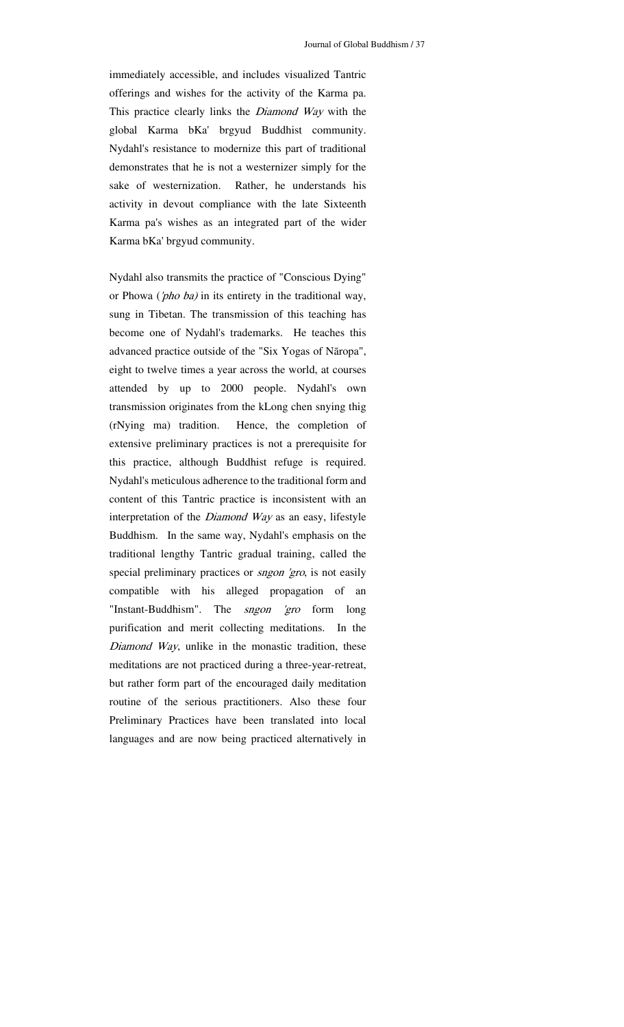immediately accessible, and includes visualized Tantric offerings and wishes for the activity of the Karma pa. This practice clearly links the *Diamond Way* with the global Karma bKa' brgyud Buddhist community. Nydahl's resistance to modernize this part of traditional demonstrates that he is not a westernizer simply for the sake of westernization. Rather, he understands his activity in devout compliance with the late Sixteenth Karma pa's wishes as an integrated part of the wider Karma bKa' brgyud community.

Nydahl also transmits the practice of "Conscious Dying" or Phowa (*'pho ba)* in its entirety in the traditional way, sung in Tibetan. The transmission of this teaching has become one of Nydahl's trademarks. He teaches this advanced practice outside of the "Six Yogas of Nāropa", eight to twelve times a year across the world, at courses attended by up to 2000 people. Nydahl's own transmission originates from the kLong chen snying thig (rNying ma) tradition. Hence, the completion of extensive preliminary practices is not a prerequisite for this practice, although Buddhist refuge is required. Nydahl's meticulous adherence to the traditional form and content of this Tantric practice is inconsistent with an interpretation of the *Diamond Way* as an easy, lifestyle Buddhism. In the same way, Nydahl's emphasis on the traditional lengthy Tantric gradual training, called the special preliminary practices or *sngon 'gro*, is not easily compatible with his alleged propagation of an "Instant-Buddhism". The *sngon 'gro* form long purification and merit collecting meditations. In the *Diamond Way*, unlike in the monastic tradition, these meditations are not practiced during a three-year-retreat, but rather form part of the encouraged daily meditation routine of the serious practitioners. Also these four Preliminary Practices have been translated into local languages and are now being practiced alternatively in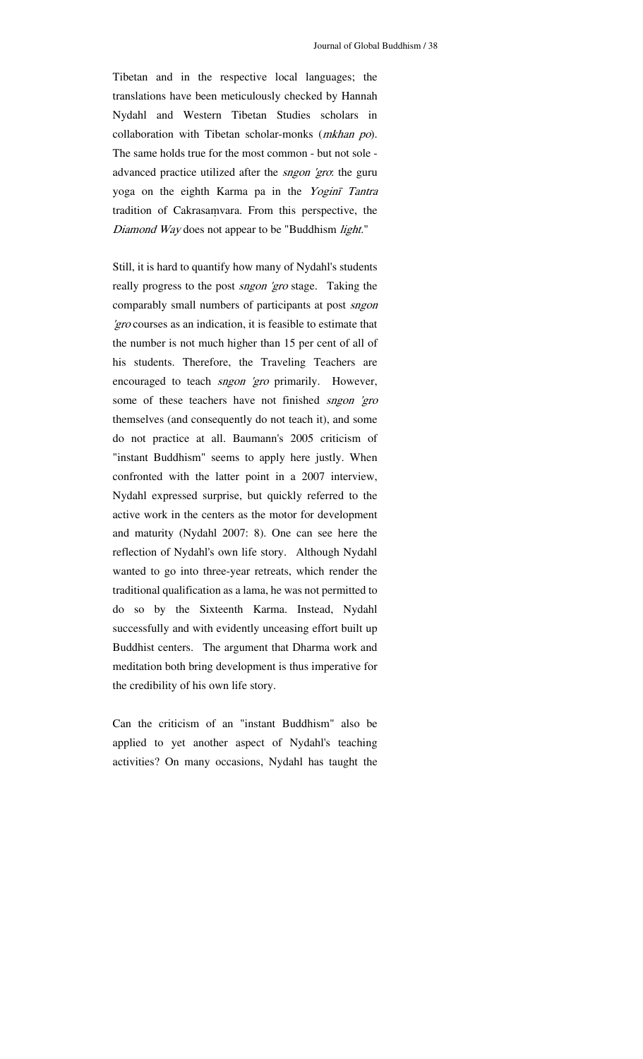Tibetan and in the respective local languages; the translations have been meticulously checked by Hannah Nydahl and Western Tibetan Studies scholars in collaboration with Tibetan scholar-monks (*mkhan po*). The same holds true for the most common - but not sole - advanced practice utilized after the *sngon 'gro*: the guru yoga on the eighth Karma pa in the *Yoginī Tantra* tradition of Cakrasaṃvara. From this perspective, the *Diamond Way* does not appear to be "Buddhism *light*."

Still, it is hard to quantify how many of Nydahl's students really progress to the post *sngon 'gro* stage. Taking the comparably small numbers of participants at post *sngon 'gro* courses as an indication, it is feasible to estimate that the number is not much higher than 15 per cent of all of his students. Therefore, the Traveling Teachers are encouraged to teach *sngon 'gro* primarily. However, some of these teachers have not finished *sngon 'gro* themselves (and consequently do not teach it), and some do not practice at all. Baumann's 2005 criticism of "instant Buddhism" seems to apply here justly. When confronted with the latter point in a 2007 interview, Nydahl expressed surprise, but quickly referred to the active work in the centers as the motor for development and maturity (Nydahl 2007: 8). One can see here the reflection of Nydahl's own life story. Although Nydahl wanted to go into three-year retreats, which render the traditional qualification as a lama, he was not permitted to do so by the Sixteenth Karma. Instead, Nydahl successfully and with evidently unceasing effort built up Buddhist centers. The argument that Dharma work and meditation both bring development is thus imperative for the credibility of his own life story.

Can the criticism of an "instant Buddhism" also be applied to yet another aspect of Nydahl's teaching activities? On many occasions, Nydahl has taught the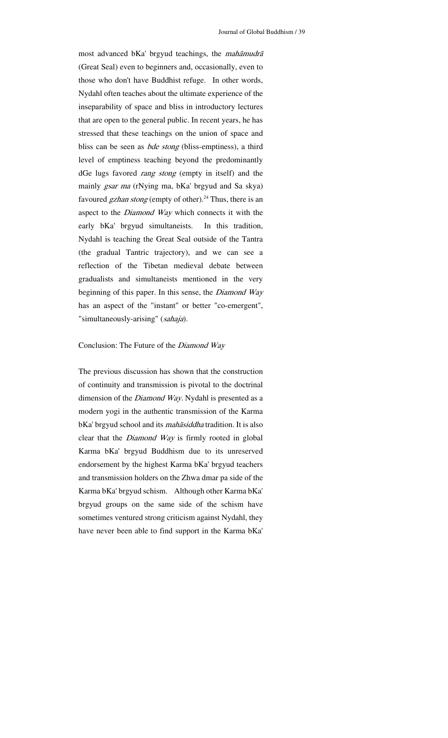most advanced bKa' brgyud teachings, the *mahāmudrā* (Great Seal) even to beginners and, occasionally, even to those who don't have Buddhist refuge. In other words, Nydahl often teaches about the ultimate experience of the inseparability of space and bliss in introductory lectures that are open to the general public. In recent years, he has stressed that these teachings on the union of space and bliss can be seen as *bde stong* (bliss-emptiness), a third level of emptiness teaching beyond the predominantly dGe lugs favored *rang stong* (empty in itself) and the mainly *gsar ma* (rNying ma, bKa' brgyud and Sa skya) favoured *gzhan stong* (empty of other).[24] Thus, there is an aspect to the *Diamond Way* which connects it with the early bKa' brgyud simultaneists. In this tradition, Nydahl is teaching the Great Seal outside of the Tantra (the gradual Tantric trajectory), and we can see a reflection of the Tibetan medieval debate between gradualists and simultaneists mentioned in the very beginning of this paper. In this sense, the *Diamond Way* has an aspect of the "instant" or better "co-emergent", "simultaneously-arising" (*sahaja*).

## Conclusion: The Future of the *Diamond Way*

The previous discussion has shown that the construction of continuity and transmission is pivotal to the doctrinal dimension of the *Diamond Way*. Nydahl is presented as a modern yogi in the authentic transmission of the Karma bKa' brgyud school and its *mahāsiddha* tradition. It is also clear that the *Diamond Way* is firmly rooted in global Karma bKa' brgyud Buddhism due to its unreserved endorsement by the highest Karma bKa' brgyud teachers and transmission holders on the Zhwa dmar pa side of the Karma bKa' brgyud schism. Although other Karma bKa' brgyud groups on the same side of the schism have sometimes ventured strong criticism against Nydahl, they have never been able to find support in the Karma bKa'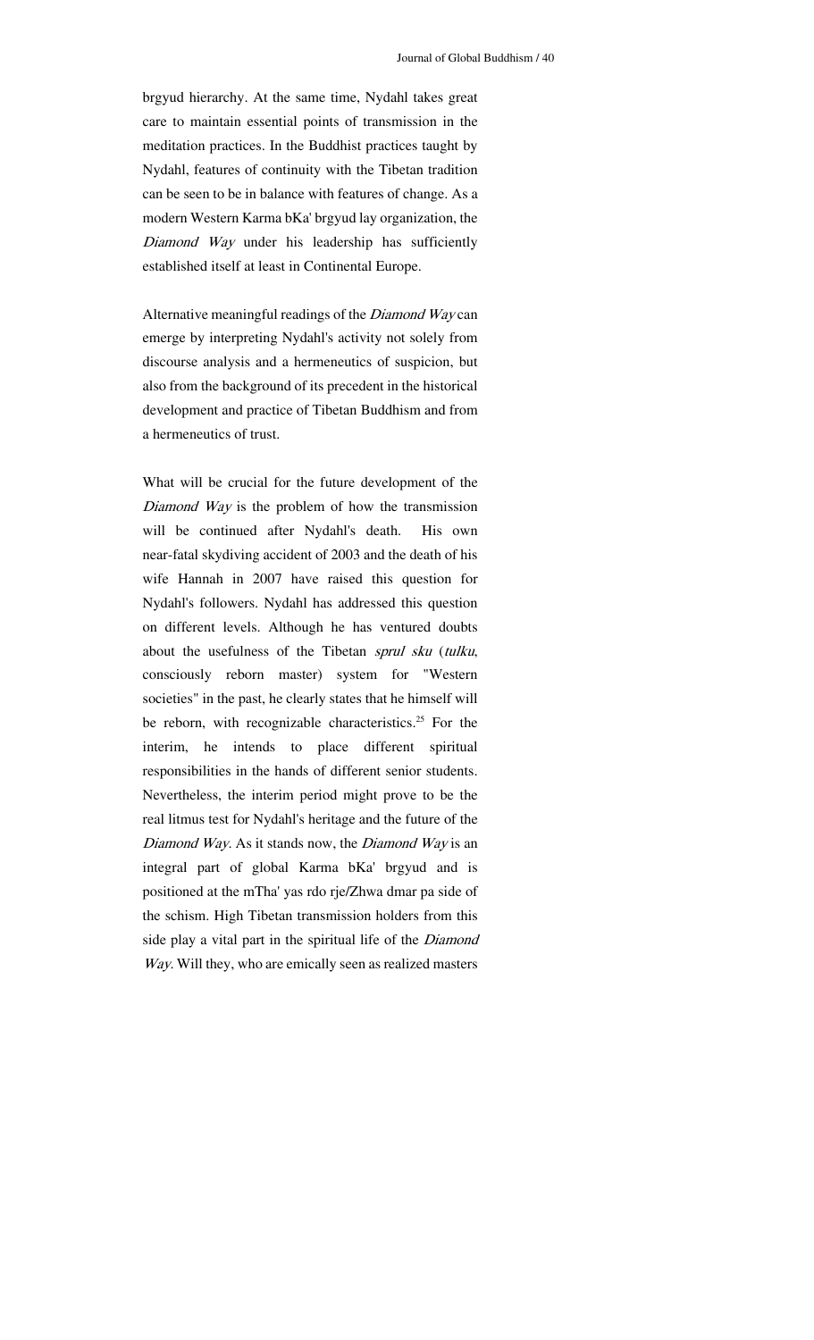brgyud hierarchy. At the same time, Nydahl takes great care to maintain essential points of transmission in the meditation practices. In the Buddhist practices taught by Nydahl, features of continuity with the Tibetan tradition can be seen to be in balance with features of change. As a modern Western Karma bKa' brgyud lay organization, the *Diamond Way* under his leadership has sufficiently established itself at least in Continental Europe.

Alternative meaningful readings of the *Diamond Way* can emerge by interpreting Nydahl's activity not solely from discourse analysis and a hermeneutics of suspicion, but also from the background of its precedent in the historical development and practice of Tibetan Buddhism and from a hermeneutics of trust.

What will be crucial for the future development of the *Diamond Way* is the problem of how the transmission will be continued after Nydahl's death. His own near-fatal skydiving accident of 2003 and the death of his wife Hannah in 2007 have raised this question for Nydahl's followers. Nydahl has addressed this question on different levels. Although he has ventured doubts about the usefulness of the Tibetan *sprul sku* (*tulku*, consciously reborn master) system for "Western societies" in the past, he clearly states that he himself will be reborn, with recognizable characteristics.[25] For the interim, he intends to place different spiritual responsibilities in the hands of different senior students. Nevertheless, the interim period might prove to be the real litmus test for Nydahl's heritage and the future of the *Diamond Way*. As it stands now, the *Diamond Way* is an integral part of global Karma bKa' brgyud and is positioned at the mTha' yas rdo rje/Zhwa dmar pa side of the schism. High Tibetan transmission holders from this side play a vital part in the spiritual life of the *Diamond Way*. Will they, who are emically seen as realized masters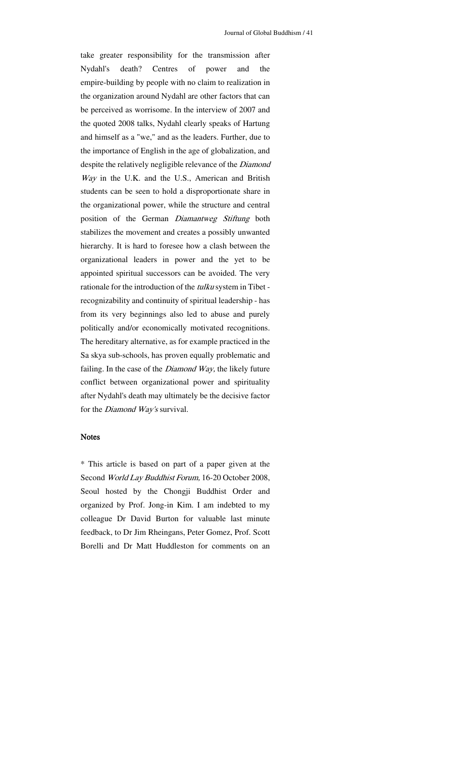take greater responsibility for the transmission after Nydahl's death? Centres of power and the empire-building by people with no claim to realization in the organization around Nydahl are other factors that can be perceived as worrisome. In the interview of 2007 and the quoted 2008 talks, Nydahl clearly speaks of Hartung and himself as a "we," and as the leaders. Further, due to the importance of English in the age of globalization, and despite the relatively negligible relevance of the *Diamond Way* in the U.K. and the U.S., American and British students can be seen to hold a disproportionate share in the organizational power, while the structure and central position of the German *Diamantweg Stiftung* both stabilizes the movement and creates a possibly unwanted hierarchy. It is hard to foresee how a clash between the organizational leaders in power and the yet to be appointed spiritual successors can be avoided. The very rationale for the introduction of the *tulku* system in Tibet - recognizability and continuity of spiritual leadership - has from its very beginnings also led to abuse and purely politically and/or economically motivated recognitions. The hereditary alternative, as for example practiced in the Sa skya sub-schools, has proven equally problematic and failing. In the case of the *Diamond Way,* the likely future conflict between organizational power and spirituality after Nydahl's death may ultimately be the decisive factor for the *Diamond Way's* survival.

## Notes

* This article is based on part of a paper given at the Second *World Lay Buddhist Forum,* 16-20 October 2008, Seoul hosted by the Chongji Buddhist Order and organized by Prof. Jong-in Kim. I am indebted to my colleague Dr David Burton for valuable last minute feedback, to Dr Jim Rheingans, Peter Gomez, Prof. Scott Borelli and Dr Matt Huddleston for comments on an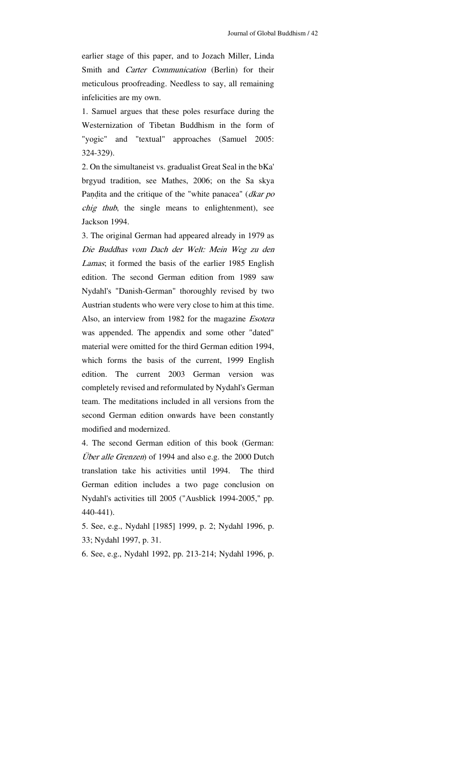earlier stage of this paper, and to Jozach Miller, Linda Smith and *Carter Communication* (Berlin) for their meticulous proofreading. Needless to say, all remaining infelicities are my own.

1. Samuel argues that these poles resurface during the Westernization of Tibetan Buddhism in the form of "yogic" and "textual" approaches (Samuel 2005: 324-329).

2. On the simultaneist vs. gradualist Great Seal in the bKa' brgyud tradition, see Mathes, 2006; on the Sa skya Paṇḍita and the critique of the "white panacea" (*dkar po chig thub*, the single means to enlightenment), see Jackson 1994.

3. The original German had appeared already in 1979 as *Die Buddhas vom Dach der Welt: Mein Weg zu den Lamas*; it formed the basis of the earlier 1985 English edition. The second German edition from 1989 saw Nydahl's "Danish-German" thoroughly revised by two Austrian students who were very close to him at this time. Also, an interview from 1982 for the magazine *Esotera* was appended. The appendix and some other "dated" material were omitted for the third German edition 1994, which forms the basis of the current, 1999 English edition. The current 2003 German version was completely revised and reformulated by Nydahl's German team. The meditations included in all versions from the second German edition onwards have been constantly modified and modernized.

4. The second German edition of this book (German: *Über alle Grenzen*) of 1994 and also e.g. the 2000 Dutch translation take his activities until 1994. The third German edition includes a two page conclusion on Nydahl's activities till 2005 ("Ausblick 1994-2005," pp. 440-441).

5. See, e.g., Nydahl [1985] 1999, p. 2; Nydahl 1996, p. 33; Nydahl 1997, p. 31.

6. See, e.g., Nydahl 1992, pp. 213-214; Nydahl 1996, p.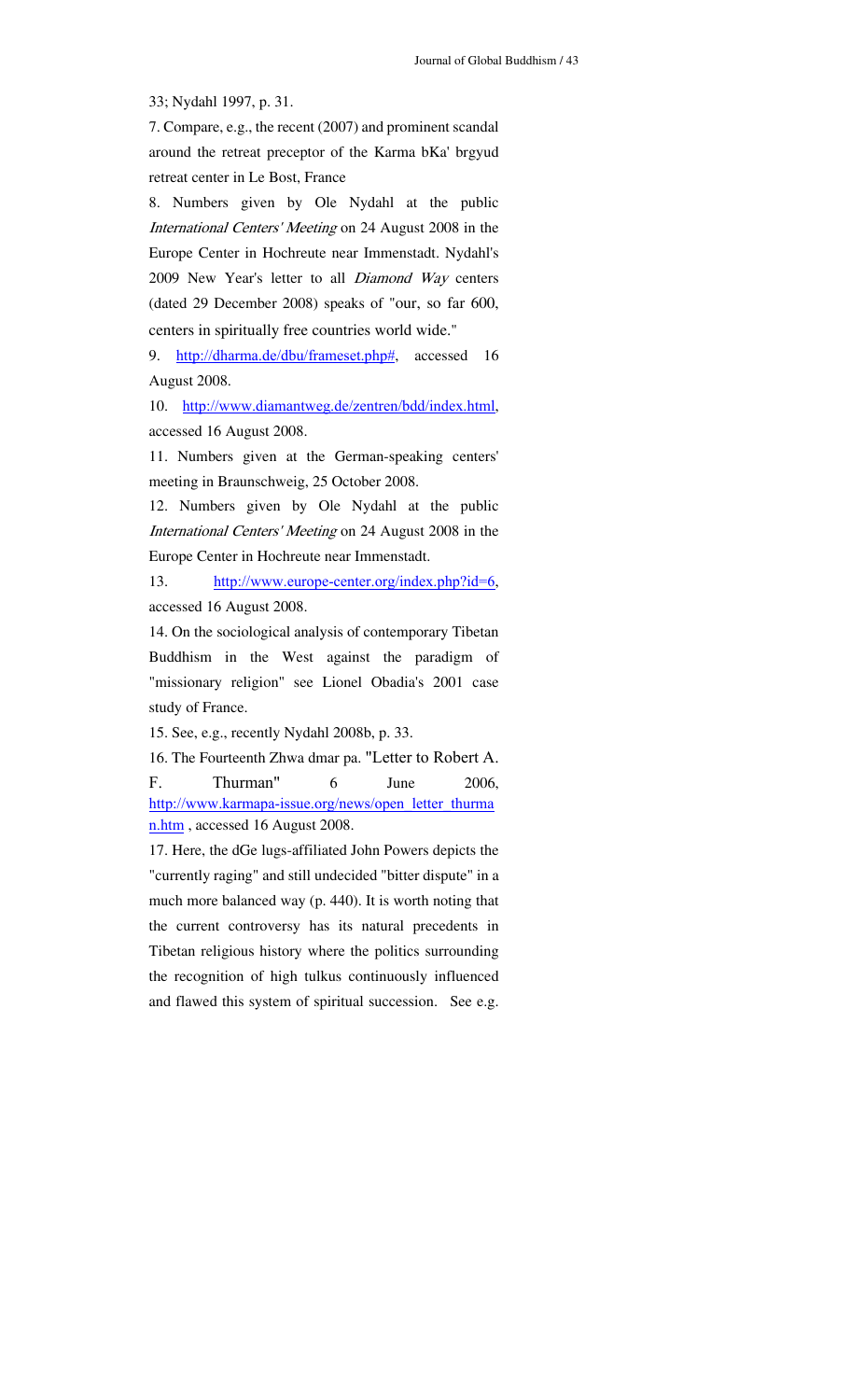33; Nydahl 1997, p. 31.

7. Compare, e.g., the recent (2007) and prominent scandal around the retreat preceptor of the Karma bKa' brgyud retreat center in Le Bost, France

8. Numbers given by Ole Nydahl at the public *International Centers' Meeting* on 24 August 2008 in the Europe Center in Hochreute near Immenstadt. Nydahl's 2009 New Year's letter to all *Diamond Way* centers (dated 29 December 2008) speaks of "our, so far 600, centers in spiritually free countries world wide."

9. http://dharma.de/dbu/frameset.php#, accessed 16 August 2008.

10. http://www.diamantweg.de/zentren/bdd/index.html, accessed 16 August 2008.

11. Numbers given at the German-speaking centers' meeting in Braunschweig, 25 October 2008.

12. Numbers given by Ole Nydahl at the public *International Centers' Meeting* on 24 August 2008 in the Europe Center in Hochreute near Immenstadt.

13. http://www.europe-center.org/index.php?id=6, accessed 16 August 2008.

14. On the sociological analysis of contemporary Tibetan Buddhism in the West against the paradigm of "missionary religion" see Lionel Obadia's 2001 case study of France.

15. See, e.g., recently Nydahl 2008b, p. 33.

16. The Fourteenth Zhwa dmar pa. "Letter to Robert A. F. Thurman" 6 June 2006, http://www.karmapa-issue.org/news/open_letter_thurman.htm , accessed 16 August 2008.

17. Here, the dGe lugs-affiliated John Powers depicts the "currently raging" and still undecided "bitter dispute" in a much more balanced way (p. 440). It is worth noting that the current controversy has its natural precedents in Tibetan religious history where the politics surrounding the recognition of high tulkus continuously influenced and flawed this system of spiritual succession. See e.g.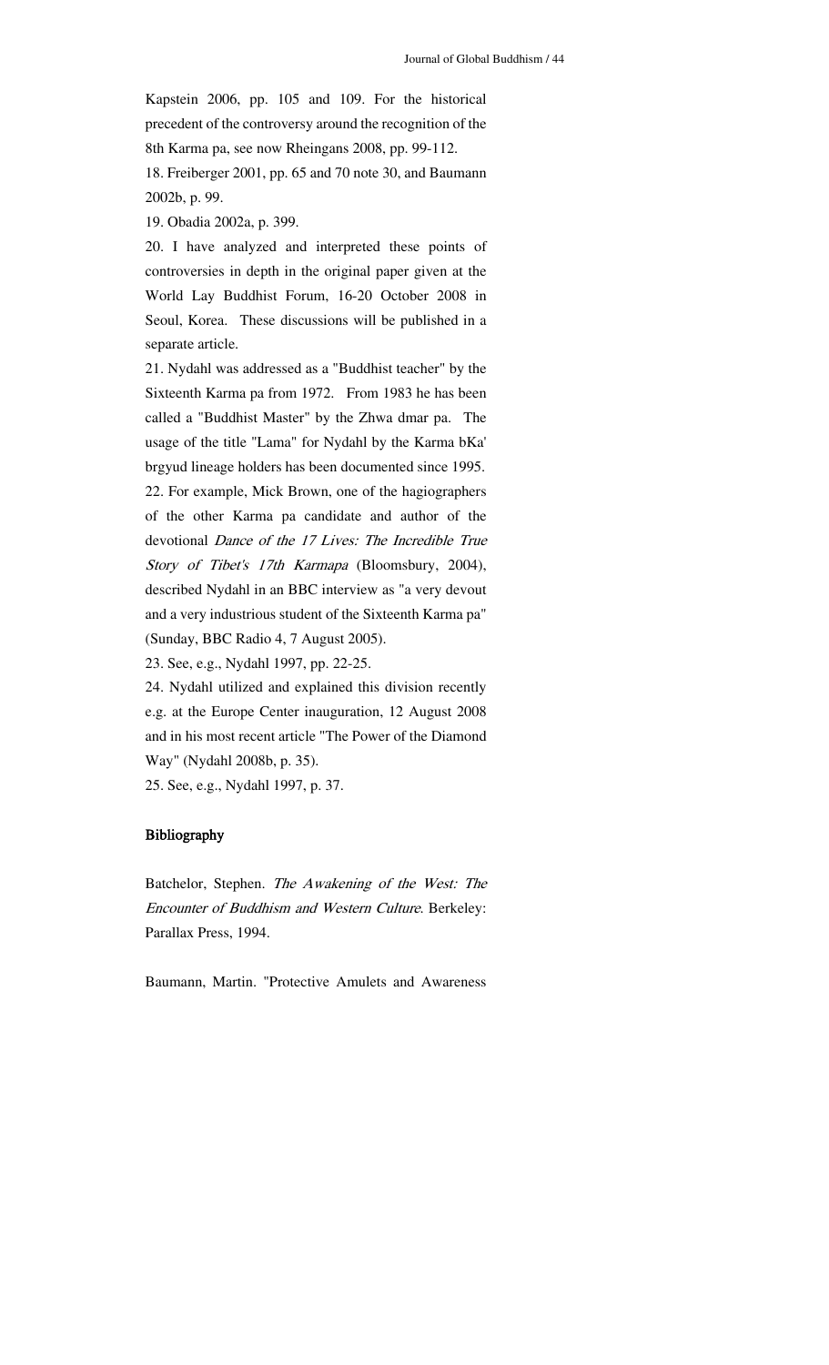Kapstein 2006, pp. 105 and 109. For the historical precedent of the controversy around the recognition of the 8th Karma pa, see now Rheingans 2008, pp. 99-112.

18. Freiberger 2001, pp. 65 and 70 note 30, and Baumann 2002b, p. 99.

19. Obadia 2002a, p. 399.

20. I have analyzed and interpreted these points of controversies in depth in the original paper given at the World Lay Buddhist Forum, 16-20 October 2008 in Seoul, Korea. These discussions will be published in a separate article.

21. Nydahl was addressed as a "Buddhist teacher" by the Sixteenth Karma pa from 1972. From 1983 he has been called a "Buddhist Master" by the Zhwa dmar pa. The usage of the title "Lama" for Nydahl by the Karma bKa' brgyud lineage holders has been documented since 1995.

22. For example, Mick Brown, one of the hagiographers of the other Karma pa candidate and author of the devotional *Dance of the 17 Lives: The Incredible True Story of Tibet's 17th Karmapa* (Bloomsbury, 2004), described Nydahl in an BBC interview as "a very devout and a very industrious student of the Sixteenth Karma pa" (Sunday, BBC Radio 4, 7 August 2005).

23. See, e.g., Nydahl 1997, pp. 22-25.

24. Nydahl utilized and explained this division recently e.g. at the Europe Center inauguration, 12 August 2008 and in his most recent article "The Power of the Diamond Way" (Nydahl 2008b, p. 35).

25. See, e.g., Nydahl 1997, p. 37.

## Bibliography

Batchelor, Stephen. *The Awakening of the West: The Encounter of Buddhism and Western Culture*. Berkeley: Parallax Press, 1994.

Baumann, Martin. "Protective Amulets and Awareness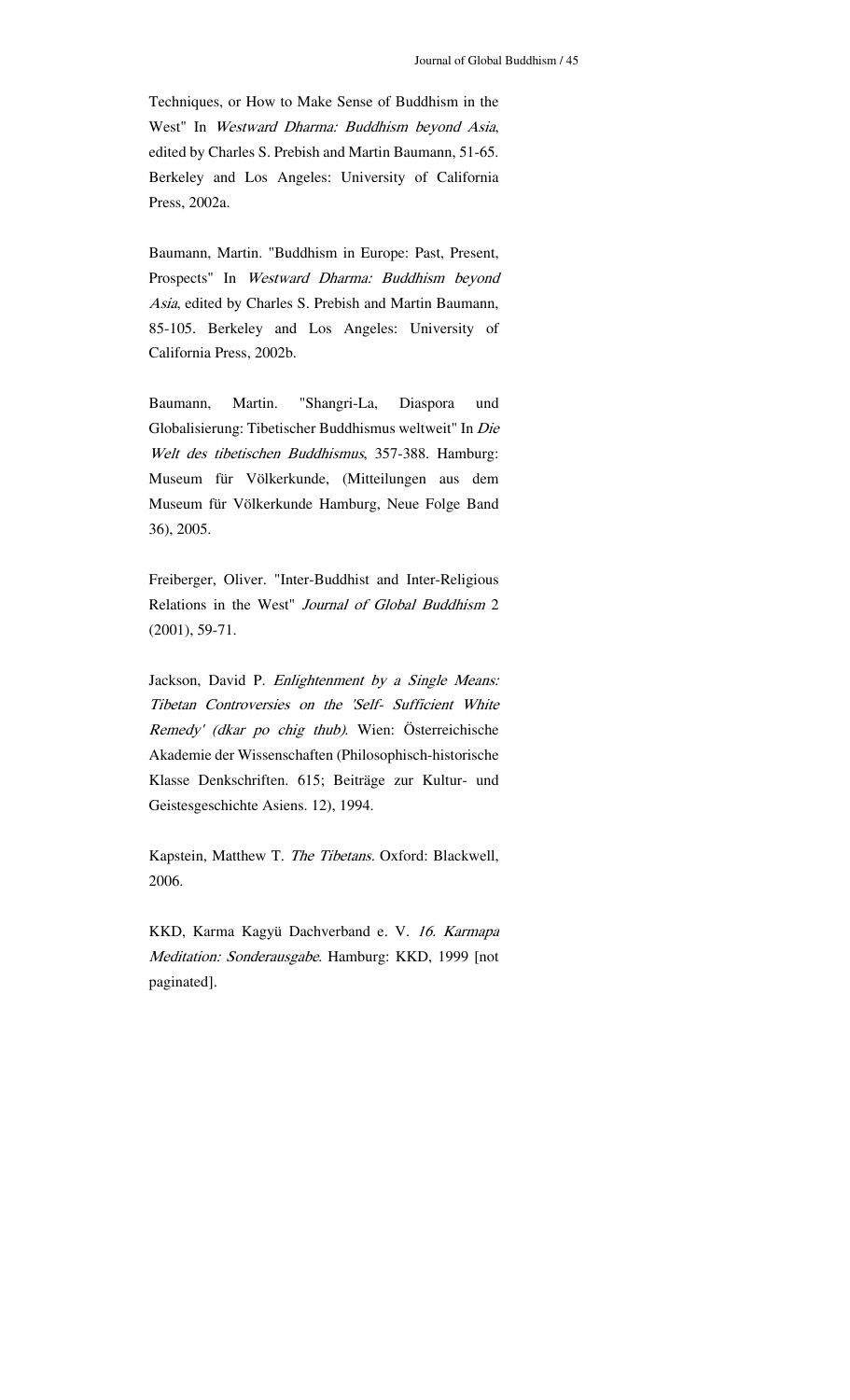Techniques, or How to Make Sense of Buddhism in the West" In *Westward Dharma: Buddhism beyond Asia*, edited by Charles S. Prebish and Martin Baumann, 51-65. Berkeley and Los Angeles: University of California Press, 2002a.

Baumann, Martin. "Buddhism in Europe: Past, Present, Prospects" In *Westward Dharma: Buddhism beyond Asia*, edited by Charles S. Prebish and Martin Baumann, 85-105. Berkeley and Los Angeles: University of California Press, 2002b.

Baumann, Martin. "Shangri-La, Diaspora und Globalisierung: Tibetischer Buddhismus weltweit" In *Die Welt des tibetischen Buddhismus*, 357-388. Hamburg: Museum für Völkerkunde, (Mitteilungen aus dem Museum für Völkerkunde Hamburg, Neue Folge Band 36), 2005.

Freiberger, Oliver. "Inter-Buddhist and Inter-Religious Relations in the West" *Journal of Global Buddhism* 2 (2001), 59-71.

Jackson, David P. *Enlightenment by a Single Means: Tibetan Controversies on the 'Self- Sufficient White Remedy' (dkar po chig thub)*. Wien: Österreichische Akademie der Wissenschaften (Philosophisch-historische Klasse Denkschriften. 615; Beiträge zur Kultur- und Geistesgeschichte Asiens. 12), 1994.

Kapstein, Matthew T. *The Tibetans*. Oxford: Blackwell, 2006.

KKD, Karma Kagyü Dachverband e. V. *16. Karmapa Meditation: Sonderausgabe*. Hamburg: KKD, 1999 [not paginated].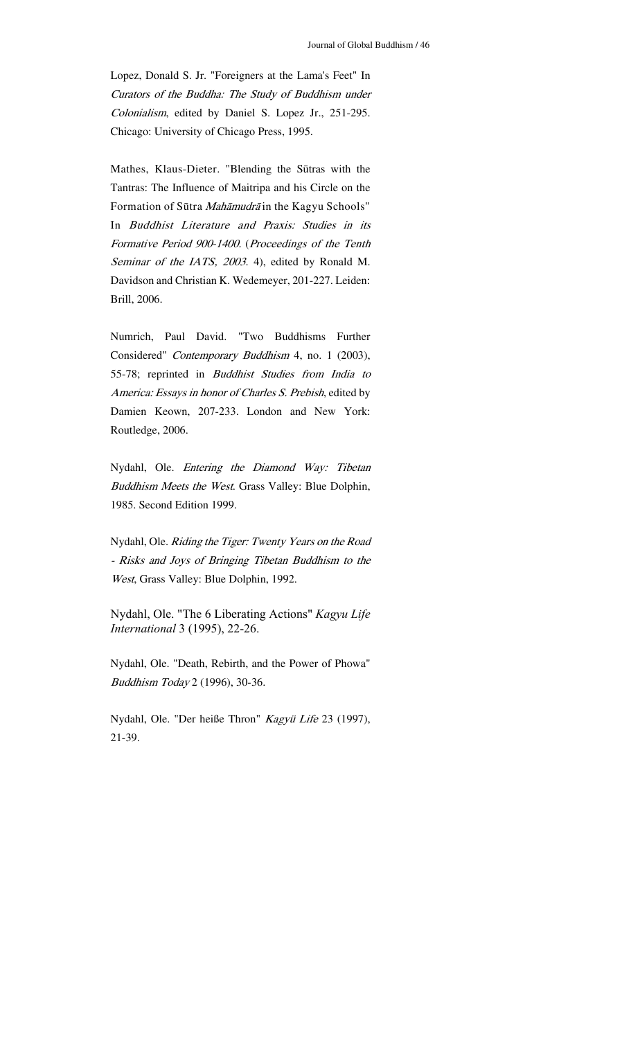Lopez, Donald S. Jr. "Foreigners at the Lama's Feet" In *Curators of the Buddha: The Study of Buddhism under Colonialism*, edited by Daniel S. Lopez Jr., 251-295. Chicago: University of Chicago Press, 1995.

Mathes, Klaus-Dieter. "Blending the Sūtras with the Tantras: The Influence of Maitripa and his Circle on the Formation of Sūtra *Mahāmudrā* in the Kagyu Schools" In *Buddhist Literature and Praxis: Studies in its Formative Period 900-1400*. (*Proceedings of the Tenth Seminar of the IATS, 2003*. 4), edited by Ronald M. Davidson and Christian K. Wedemeyer, 201-227. Leiden: Brill, 2006.

Numrich, Paul David. "Two Buddhisms Further Considered" *Contemporary Buddhism* 4, no. 1 (2003), 55-78; reprinted in *Buddhist Studies from India to America: Essays in honor of Charles S. Prebish*, edited by Damien Keown, 207-233. London and New York: Routledge, 2006.

Nydahl, Ole. *Entering the Diamond Way: Tibetan Buddhism Meets the West*. Grass Valley: Blue Dolphin, 1985. Second Edition 1999.

Nydahl, Ole. *Riding the Tiger: Twenty Years on the Road - Risks and Joys of Bringing Tibetan Buddhism to the West*, Grass Valley: Blue Dolphin, 1992.

Nydahl, Ole. "The 6 Liberating Actions" *Kagyu Life International* 3 (1995), 22-26.

Nydahl, Ole. "Death, Rebirth, and the Power of Phowa" *Buddhism Today* 2 (1996), 30-36.

Nydahl, Ole. "Der heiße Thron" *Kagyü Life* 23 (1997), 21-39.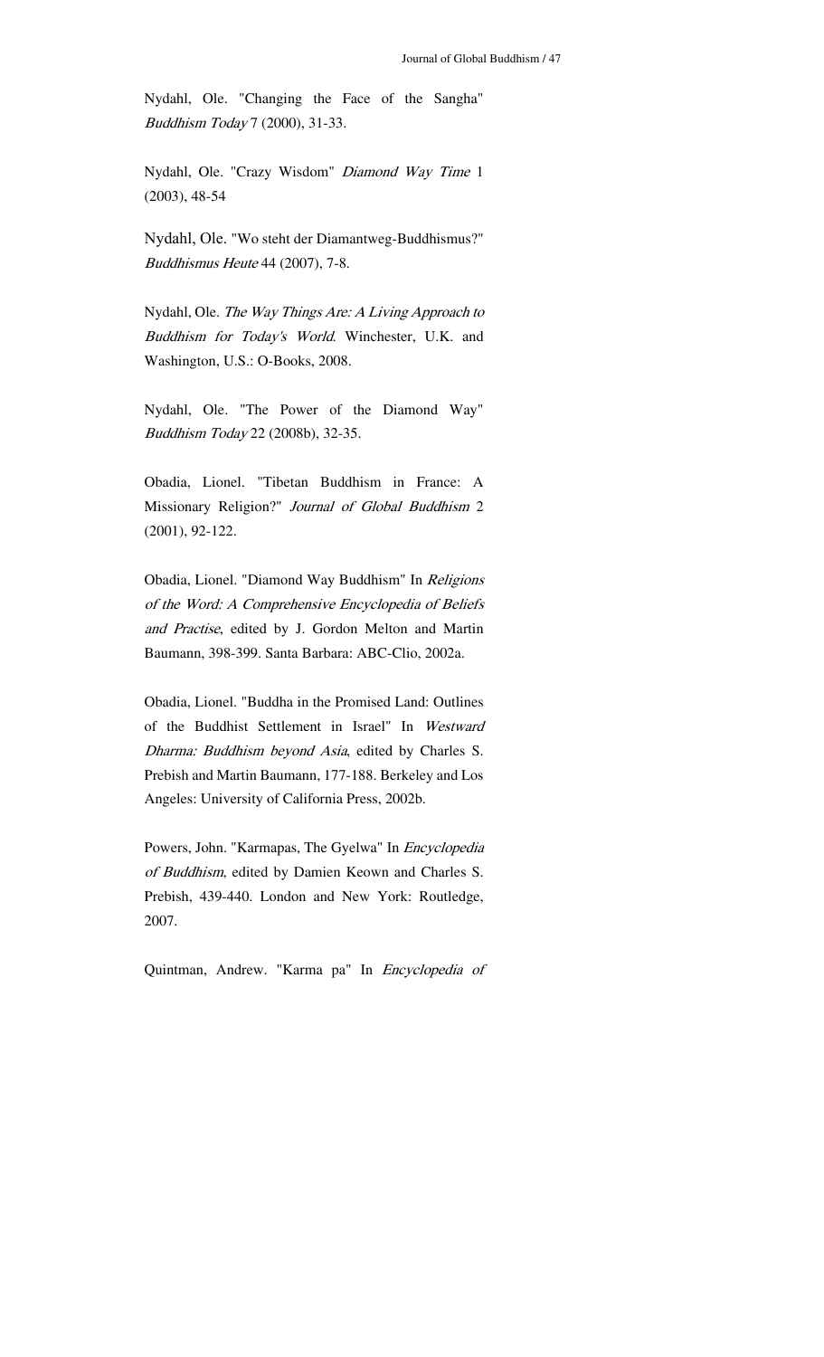Nydahl, Ole. "Changing the Face of the Sangha" *Buddhism Today* 7 (2000), 31-33.

Nydahl, Ole. "Crazy Wisdom" *Diamond Way Time* 1 (2003), 48-54

Nydahl, Ole. "Wo steht der Diamantweg-Buddhismus?" *Buddhismus Heute* 44 (2007), 7-8.

Nydahl, Ole. *The Way Things Are: A Living Approach to Buddhism for Today's World*. Winchester, U.K. and Washington, U.S.: O-Books, 2008.

Nydahl, Ole. "The Power of the Diamond Way" *Buddhism Today* 22 (2008b), 32-35.

Obadia, Lionel. "Tibetan Buddhism in France: A Missionary Religion?" *Journal of Global Buddhism* 2 (2001), 92-122.

Obadia, Lionel. "Diamond Way Buddhism" In *Religions of the Word: A Comprehensive Encyclopedia of Beliefs and Practise*, edited by J. Gordon Melton and Martin Baumann, 398-399. Santa Barbara: ABC-Clio, 2002a.

Obadia, Lionel. "Buddha in the Promised Land: Outlines of the Buddhist Settlement in Israel" In *Westward Dharma: Buddhism beyond Asia*, edited by Charles S. Prebish and Martin Baumann, 177-188. Berkeley and Los Angeles: University of California Press, 2002b.

Powers, John. "Karmapas, The Gyelwa" In *Encyclopedia of Buddhism*, edited by Damien Keown and Charles S. Prebish, 439-440. London and New York: Routledge, 2007.

Quintman, Andrew. "Karma pa" In *Encyclopedia of*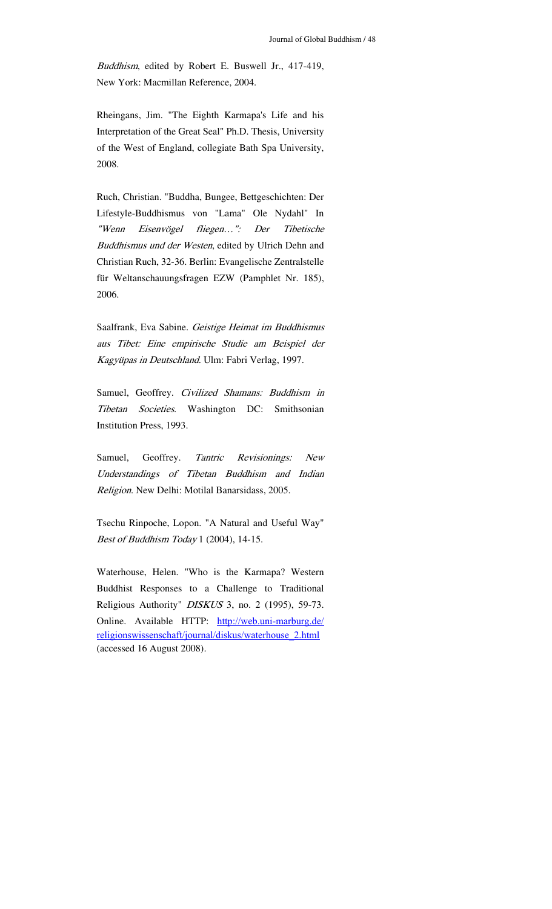*Buddhism*, edited by Robert E. Buswell Jr., 417-419, New York: Macmillan Reference, 2004.

Rheingans, Jim. "The Eighth Karmapa's Life and his Interpretation of the Great Seal" Ph.D. Thesis, University of the West of England, collegiate Bath Spa University, 2008.

Ruch, Christian. "Buddha, Bungee, Bettgeschichten: Der Lifestyle-Buddhismus von "Lama" Ole Nydahl" In *"Wenn Eisenvögel fliegen…": Der Tibetische Buddhismus und der Westen*, edited by Ulrich Dehn and Christian Ruch, 32-36. Berlin: Evangelische Zentralstelle für Weltanschauungsfragen EZW (Pamphlet Nr. 185), 2006.

Saalfrank, Eva Sabine. *Geistige Heimat im Buddhismus aus Tibet: Eine empirische Studie am Beispiel der Kagyüpas in Deutschland*. Ulm: Fabri Verlag, 1997.

Samuel, Geoffrey. *Civilized Shamans: Buddhism in Tibetan Societies*. Washington DC: Smithsonian Institution Press, 1993.

Samuel, Geoffrey. *Tantric Revisionings: New Understandings of Tibetan Buddhism and Indian Religion*. New Delhi: Motilal Banarsidass, 2005.

Tsechu Rinpoche, Lopon. "A Natural and Useful Way" *Best of Buddhism Today* 1 (2004), 14-15.

Waterhouse, Helen. "Who is the Karmapa? Western Buddhist Responses to a Challenge to Traditional Religious Authority" *DISKUS* 3, no. 2 (1995), 59-73. Online. Available HTTP: http://web.uni-marburg.de/religionswissenschaft/journal/diskus/waterhouse_2.html (accessed 16 August 2008).